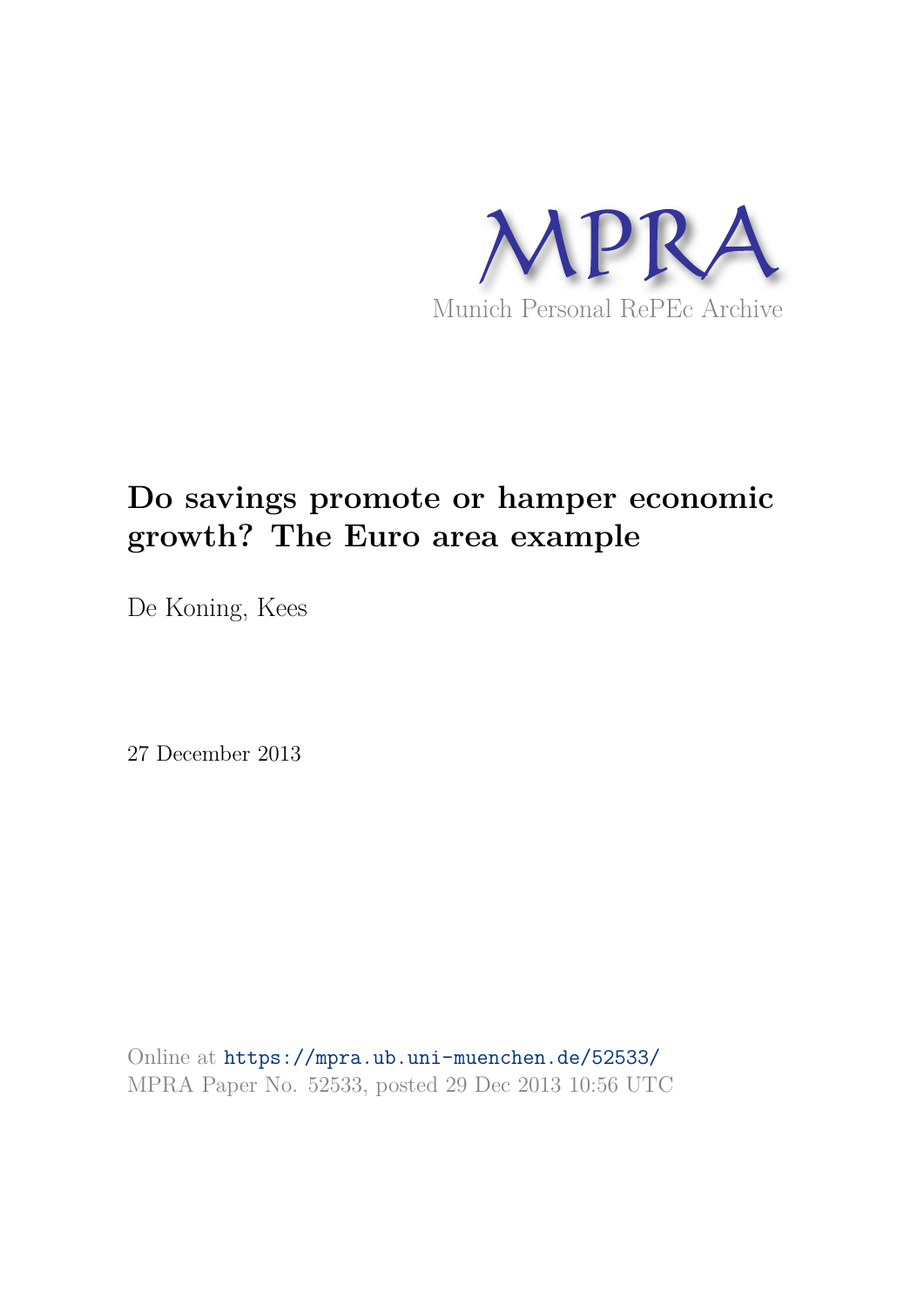MPRA

Munich Personal RePEc Archive

# Do savings promote or hamper economic growth? The Euro area example

De Koning, Kees

27 December 2013

Online at https://mpra.ub.uni-muenchen.de/52533/
MPRA Paper No. 52533, posted 29 Dec 2013 10:56 UTC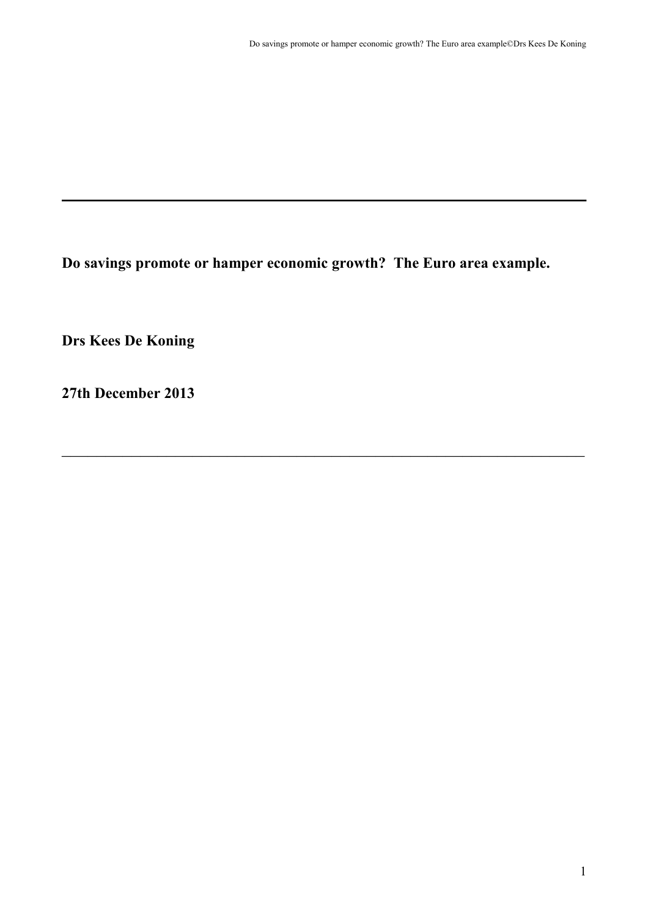**Do savings promote or hamper economic growth? The Euro area example.**

**Drs Kees De Koning**

**27th December 2013**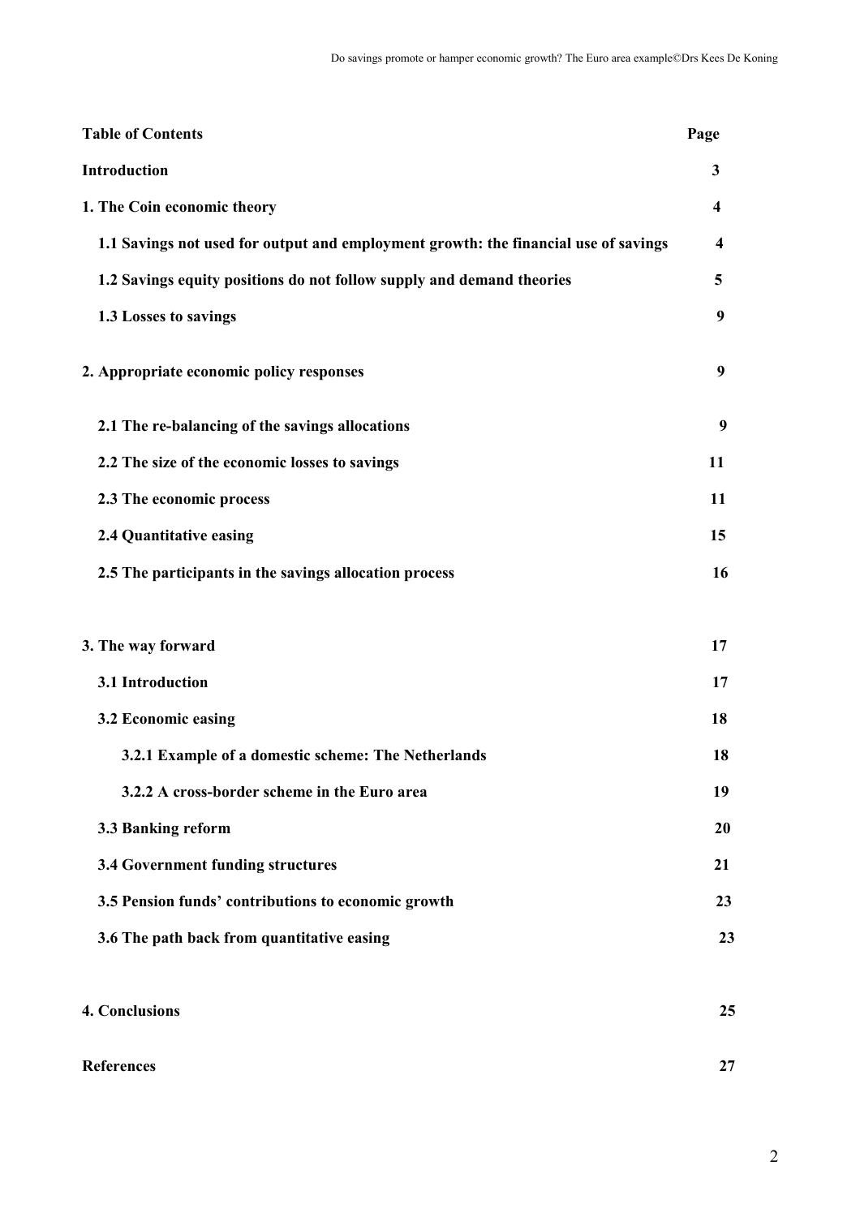| Table of Contents | Page |
|---|---|
| **Introduction** | **3** |
| **1. The Coin economic theory** | **4** |
| **1.1 Savings not used for output and employment growth: the financial use of savings** | **4** |
| **1.2 Savings equity positions do not follow supply and demand theories** | **5** |
| **1.3 Losses to savings** | **9** |
| **2. Appropriate economic policy responses** | **9** |
| **2.1 The re-balancing of the savings allocations** | **9** |
| **2.2 The size of the economic losses to savings** | **11** |
| **2.3 The economic process** | **11** |
| **2.4 Quantitative easing** | **15** |
| **2.5 The participants in the savings allocation process** | **16** |
| **3. The way forward** | **17** |
| **3.1 Introduction** | **17** |
| **3.2 Economic easing** | **18** |
| **3.2.1 Example of a domestic scheme: The Netherlands** | **18** |
| **3.2.2 A cross-border scheme in the Euro area** | **19** |
| **3.3 Banking reform** | **20** |
| **3.4 Government funding structures** | **21** |
| **3.5 Pension funds' contributions to economic growth** | **23** |
| **3.6 The path back from quantitative easing** | **23** |
| **4. Conclusions** | **25** |
| **References** | **27** |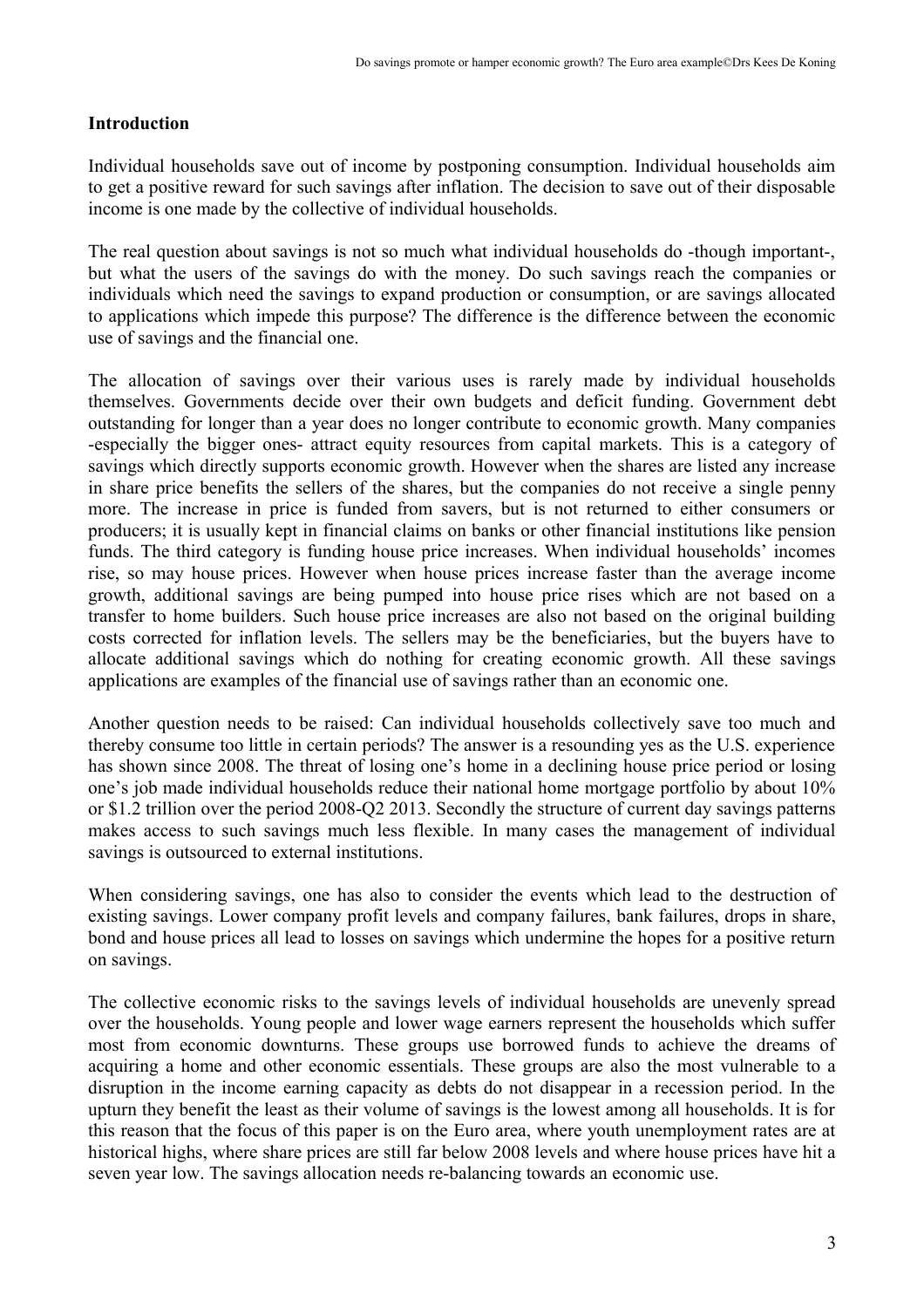## Introduction

Individual households save out of income by postponing consumption. Individual households aim to get a positive reward for such savings after inflation. The decision to save out of their disposable income is one made by the collective of individual households.

The real question about savings is not so much what individual households do -though important-, but what the users of the savings do with the money. Do such savings reach the companies or individuals which need the savings to expand production or consumption, or are savings allocated to applications which impede this purpose? The difference is the difference between the economic use of savings and the financial one.

The allocation of savings over their various uses is rarely made by individual households themselves. Governments decide over their own budgets and deficit funding. Government debt outstanding for longer than a year does no longer contribute to economic growth. Many companies -especially the bigger ones- attract equity resources from capital markets. This is a category of savings which directly supports economic growth. However when the shares are listed any increase in share price benefits the sellers of the shares, but the companies do not receive a single penny more. The increase in price is funded from savers, but is not returned to either consumers or producers; it is usually kept in financial claims on banks or other financial institutions like pension funds. The third category is funding house price increases. When individual households' incomes rise, so may house prices. However when house prices increase faster than the average income growth, additional savings are being pumped into house price rises which are not based on a transfer to home builders. Such house price increases are also not based on the original building costs corrected for inflation levels. The sellers may be the beneficiaries, but the buyers have to allocate additional savings which do nothing for creating economic growth. All these savings applications are examples of the financial use of savings rather than an economic one.

Another question needs to be raised: Can individual households collectively save too much and thereby consume too little in certain periods? The answer is a resounding yes as the U.S. experience has shown since 2008. The threat of losing one's home in a declining house price period or losing one's job made individual households reduce their national home mortgage portfolio by about 10% or $1.2 trillion over the period 2008-Q2 2013. Secondly the structure of current day savings patterns makes access to such savings much less flexible. In many cases the management of individual savings is outsourced to external institutions.

When considering savings, one has also to consider the events which lead to the destruction of existing savings. Lower company profit levels and company failures, bank failures, drops in share, bond and house prices all lead to losses on savings which undermine the hopes for a positive return on savings.

The collective economic risks to the savings levels of individual households are unevenly spread over the households. Young people and lower wage earners represent the households which suffer most from economic downturns. These groups use borrowed funds to achieve the dreams of acquiring a home and other economic essentials. These groups are also the most vulnerable to a disruption in the income earning capacity as debts do not disappear in a recession period. In the upturn they benefit the least as their volume of savings is the lowest among all households. It is for this reason that the focus of this paper is on the Euro area, where youth unemployment rates are at historical highs, where share prices are still far below 2008 levels and where house prices have hit a seven year low. The savings allocation needs re-balancing towards an economic use.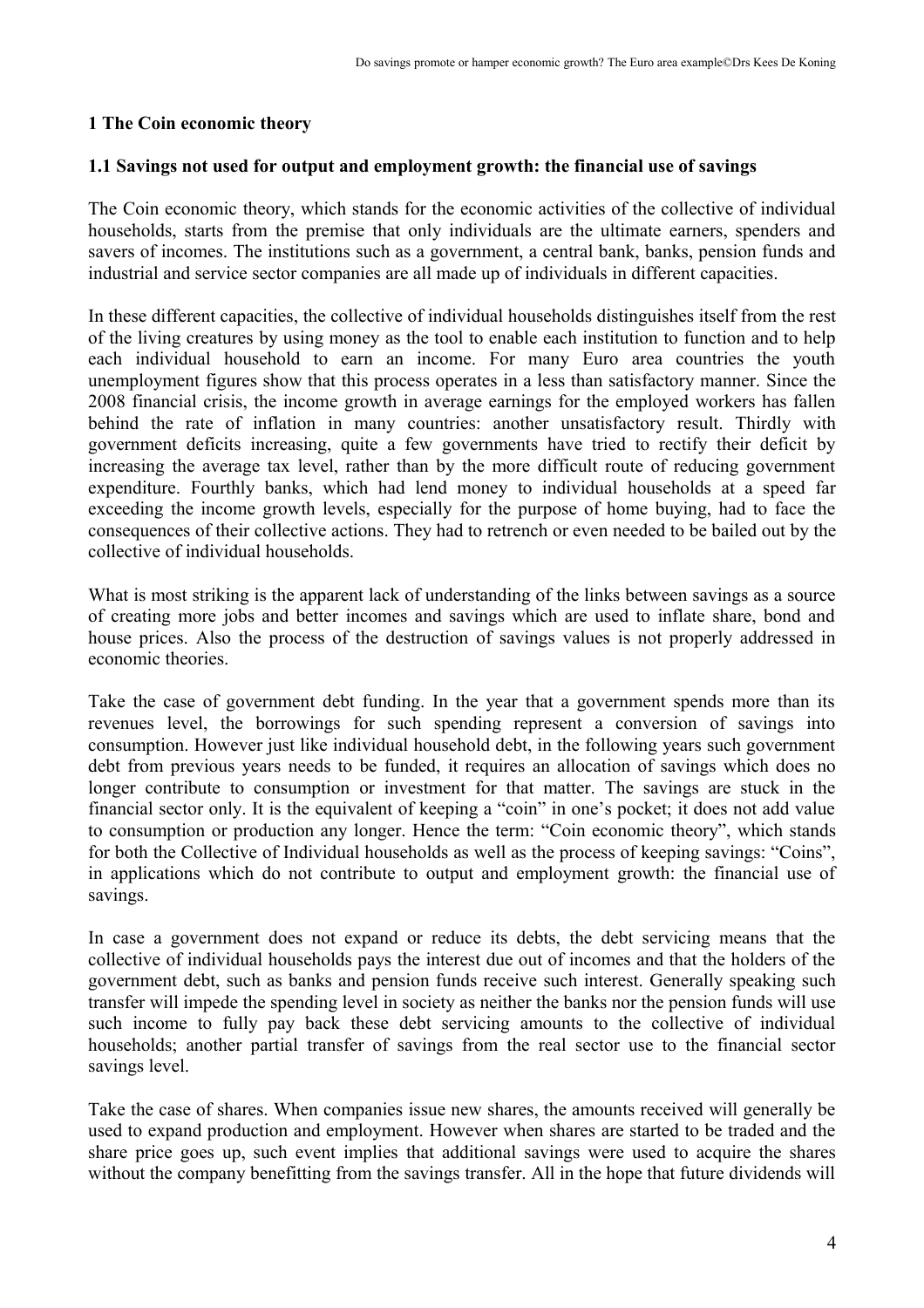## 1 The Coin economic theory

### 1.1 Savings not used for output and employment growth: the financial use of savings

The Coin economic theory, which stands for the economic activities of the collective of individual households, starts from the premise that only individuals are the ultimate earners, spenders and savers of incomes. The institutions such as a government, a central bank, banks, pension funds and industrial and service sector companies are all made up of individuals in different capacities.

In these different capacities, the collective of individual households distinguishes itself from the rest of the living creatures by using money as the tool to enable each institution to function and to help each individual household to earn an income. For many Euro area countries the youth unemployment figures show that this process operates in a less than satisfactory manner. Since the 2008 financial crisis, the income growth in average earnings for the employed workers has fallen behind the rate of inflation in many countries: another unsatisfactory result. Thirdly with government deficits increasing, quite a few governments have tried to rectify their deficit by increasing the average tax level, rather than by the more difficult route of reducing government expenditure. Fourthly banks, which had lend money to individual households at a speed far exceeding the income growth levels, especially for the purpose of home buying, had to face the consequences of their collective actions. They had to retrench or even needed to be bailed out by the collective of individual households.

What is most striking is the apparent lack of understanding of the links between savings as a source of creating more jobs and better incomes and savings which are used to inflate share, bond and house prices. Also the process of the destruction of savings values is not properly addressed in economic theories.

Take the case of government debt funding. In the year that a government spends more than its revenues level, the borrowings for such spending represent a conversion of savings into consumption. However just like individual household debt, in the following years such government debt from previous years needs to be funded, it requires an allocation of savings which does no longer contribute to consumption or investment for that matter. The savings are stuck in the financial sector only. It is the equivalent of keeping a "coin" in one's pocket; it does not add value to consumption or production any longer. Hence the term: "Coin economic theory", which stands for both the Collective of Individual households as well as the process of keeping savings: "Coins", in applications which do not contribute to output and employment growth: the financial use of savings.

In case a government does not expand or reduce its debts, the debt servicing means that the collective of individual households pays the interest due out of incomes and that the holders of the government debt, such as banks and pension funds receive such interest. Generally speaking such transfer will impede the spending level in society as neither the banks nor the pension funds will use such income to fully pay back these debt servicing amounts to the collective of individual households; another partial transfer of savings from the real sector use to the financial sector savings level.

Take the case of shares. When companies issue new shares, the amounts received will generally be used to expand production and employment. However when shares are started to be traded and the share price goes up, such event implies that additional savings were used to acquire the shares without the company benefitting from the savings transfer. All in the hope that future dividends will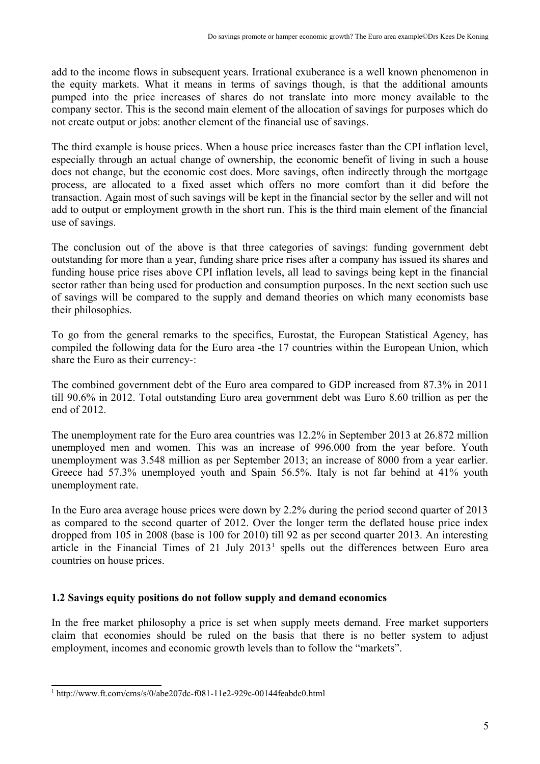add to the income flows in subsequent years. Irrational exuberance is a well known phenomenon in the equity markets. What it means in terms of savings though, is that the additional amounts pumped into the price increases of shares do not translate into more money available to the company sector. This is the second main element of the allocation of savings for purposes which do not create output or jobs: another element of the financial use of savings.

The third example is house prices. When a house price increases faster than the CPI inflation level, especially through an actual change of ownership, the economic benefit of living in such a house does not change, but the economic cost does. More savings, often indirectly through the mortgage process, are allocated to a fixed asset which offers no more comfort than it did before the transaction. Again most of such savings will be kept in the financial sector by the seller and will not add to output or employment growth in the short run. This is the third main element of the financial use of savings.

The conclusion out of the above is that three categories of savings: funding government debt outstanding for more than a year, funding share price rises after a company has issued its shares and funding house price rises above CPI inflation levels, all lead to savings being kept in the financial sector rather than being used for production and consumption purposes. In the next section such use of savings will be compared to the supply and demand theories on which many economists base their philosophies.

To go from the general remarks to the specifics, Eurostat, the European Statistical Agency, has compiled the following data for the Euro area -the 17 countries within the European Union, which share the Euro as their currency-:

The combined government debt of the Euro area compared to GDP increased from 87.3% in 2011 till 90.6% in 2012. Total outstanding Euro area government debt was Euro 8.60 trillion as per the end of 2012.

The unemployment rate for the Euro area countries was 12.2% in September 2013 at 26.872 million unemployed men and women. This was an increase of 996.000 from the year before. Youth unemployment was 3.548 million as per September 2013; an increase of 8000 from a year earlier. Greece had 57.3% unemployed youth and Spain 56.5%. Italy is not far behind at 41% youth unemployment rate.

In the Euro area average house prices were down by 2.2% during the period second quarter of 2013 as compared to the second quarter of 2012. Over the longer term the deflated house price index dropped from 105 in 2008 (base is 100 for 2010) till 92 as per second quarter 2013. An interesting article in the Financial Times of 21 July 2013[1] spells out the differences between Euro area countries on house prices.

### 1.2 Savings equity positions do not follow supply and demand economics

In the free market philosophy a price is set when supply meets demand. Free market supporters claim that economies should be ruled on the basis that there is no better system to adjust employment, incomes and economic growth levels than to follow the "markets".

[1] http://www.ft.com/cms/s/0/abe207dc-f081-11e2-929c-00144feabdc0.html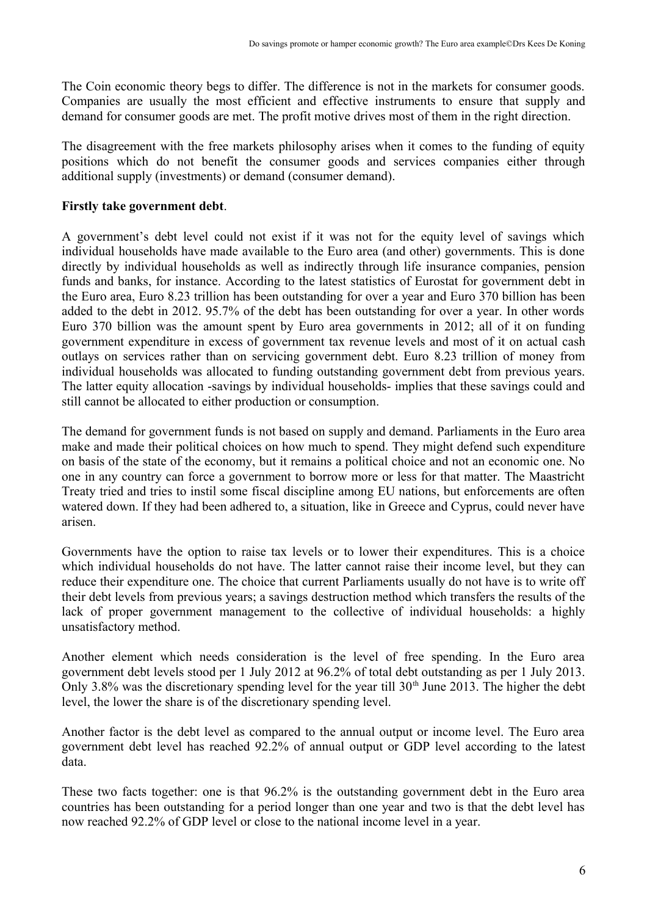The Coin economic theory begs to differ. The difference is not in the markets for consumer goods. Companies are usually the most efficient and effective instruments to ensure that supply and demand for consumer goods are met. The profit motive drives most of them in the right direction.

The disagreement with the free markets philosophy arises when it comes to the funding of equity positions which do not benefit the consumer goods and services companies either through additional supply (investments) or demand (consumer demand).

**Firstly take government debt**.

A government's debt level could not exist if it was not for the equity level of savings which individual households have made available to the Euro area (and other) governments. This is done directly by individual households as well as indirectly through life insurance companies, pension funds and banks, for instance. According to the latest statistics of Eurostat for government debt in the Euro area, Euro 8.23 trillion has been outstanding for over a year and Euro 370 billion has been added to the debt in 2012. 95.7% of the debt has been outstanding for over a year. In other words Euro 370 billion was the amount spent by Euro area governments in 2012; all of it on funding government expenditure in excess of government tax revenue levels and most of it on actual cash outlays on services rather than on servicing government debt. Euro 8.23 trillion of money from individual households was allocated to funding outstanding government debt from previous years. The latter equity allocation -savings by individual households- implies that these savings could and still cannot be allocated to either production or consumption.

The demand for government funds is not based on supply and demand. Parliaments in the Euro area make and made their political choices on how much to spend. They might defend such expenditure on basis of the state of the economy, but it remains a political choice and not an economic one. No one in any country can force a government to borrow more or less for that matter. The Maastricht Treaty tried and tries to instil some fiscal discipline among EU nations, but enforcements are often watered down. If they had been adhered to, a situation, like in Greece and Cyprus, could never have arisen.

Governments have the option to raise tax levels or to lower their expenditures. This is a choice which individual households do not have. The latter cannot raise their income level, but they can reduce their expenditure one. The choice that current Parliaments usually do not have is to write off their debt levels from previous years; a savings destruction method which transfers the results of the lack of proper government management to the collective of individual households: a highly unsatisfactory method.

Another element which needs consideration is the level of free spending. In the Euro area government debt levels stood per 1 July 2012 at 96.2% of total debt outstanding as per 1 July 2013. Only 3.8% was the discretionary spending level for the year till 30th June 2013. The higher the debt level, the lower the share is of the discretionary spending level.

Another factor is the debt level as compared to the annual output or income level. The Euro area government debt level has reached 92.2% of annual output or GDP level according to the latest data.

These two facts together: one is that 96.2% is the outstanding government debt in the Euro area countries has been outstanding for a period longer than one year and two is that the debt level has now reached 92.2% of GDP level or close to the national income level in a year.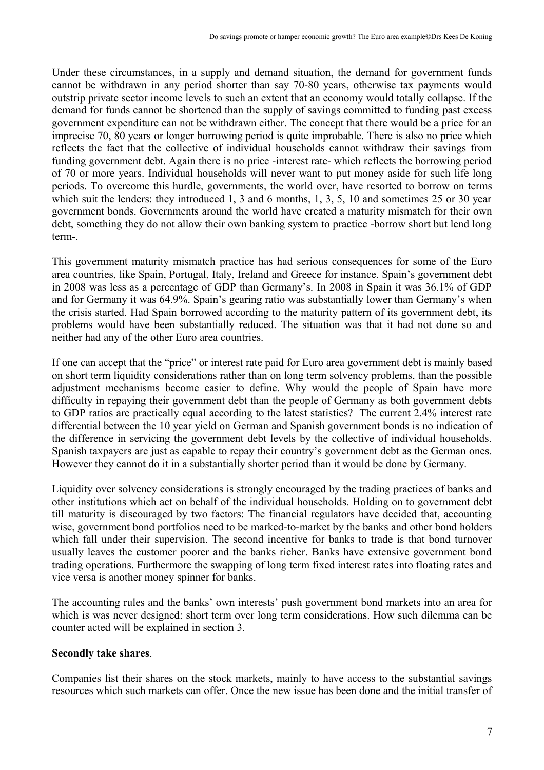Under these circumstances, in a supply and demand situation, the demand for government funds cannot be withdrawn in any period shorter than say 70-80 years, otherwise tax payments would outstrip private sector income levels to such an extent that an economy would totally collapse. If the demand for funds cannot be shortened than the supply of savings committed to funding past excess government expenditure can not be withdrawn either. The concept that there would be a price for an imprecise 70, 80 years or longer borrowing period is quite improbable. There is also no price which reflects the fact that the collective of individual households cannot withdraw their savings from funding government debt. Again there is no price -interest rate- which reflects the borrowing period of 70 or more years. Individual households will never want to put money aside for such life long periods. To overcome this hurdle, governments, the world over, have resorted to borrow on terms which suit the lenders: they introduced 1, 3 and 6 months, 1, 3, 5, 10 and sometimes 25 or 30 year government bonds. Governments around the world have created a maturity mismatch for their own debt, something they do not allow their own banking system to practice -borrow short but lend long term-.

This government maturity mismatch practice has had serious consequences for some of the Euro area countries, like Spain, Portugal, Italy, Ireland and Greece for instance. Spain's government debt in 2008 was less as a percentage of GDP than Germany's. In 2008 in Spain it was 36.1% of GDP and for Germany it was 64.9%. Spain's gearing ratio was substantially lower than Germany's when the crisis started. Had Spain borrowed according to the maturity pattern of its government debt, its problems would have been substantially reduced. The situation was that it had not done so and neither had any of the other Euro area countries.

If one can accept that the "price" or interest rate paid for Euro area government debt is mainly based on short term liquidity considerations rather than on long term solvency problems, than the possible adjustment mechanisms become easier to define. Why would the people of Spain have more difficulty in repaying their government debt than the people of Germany as both government debts to GDP ratios are practically equal according to the latest statistics? The current 2.4% interest rate differential between the 10 year yield on German and Spanish government bonds is no indication of the difference in servicing the government debt levels by the collective of individual households. Spanish taxpayers are just as capable to repay their country's government debt as the German ones. However they cannot do it in a substantially shorter period than it would be done by Germany.

Liquidity over solvency considerations is strongly encouraged by the trading practices of banks and other institutions which act on behalf of the individual households. Holding on to government debt till maturity is discouraged by two factors: The financial regulators have decided that, accounting wise, government bond portfolios need to be marked-to-market by the banks and other bond holders which fall under their supervision. The second incentive for banks to trade is that bond turnover usually leaves the customer poorer and the banks richer. Banks have extensive government bond trading operations. Furthermore the swapping of long term fixed interest rates into floating rates and vice versa is another money spinner for banks.

The accounting rules and the banks' own interests' push government bond markets into an area for which is was never designed: short term over long term considerations. How such dilemma can be counter acted will be explained in section 3.

**Secondly take shares**.

Companies list their shares on the stock markets, mainly to have access to the substantial savings resources which such markets can offer. Once the new issue has been done and the initial transfer of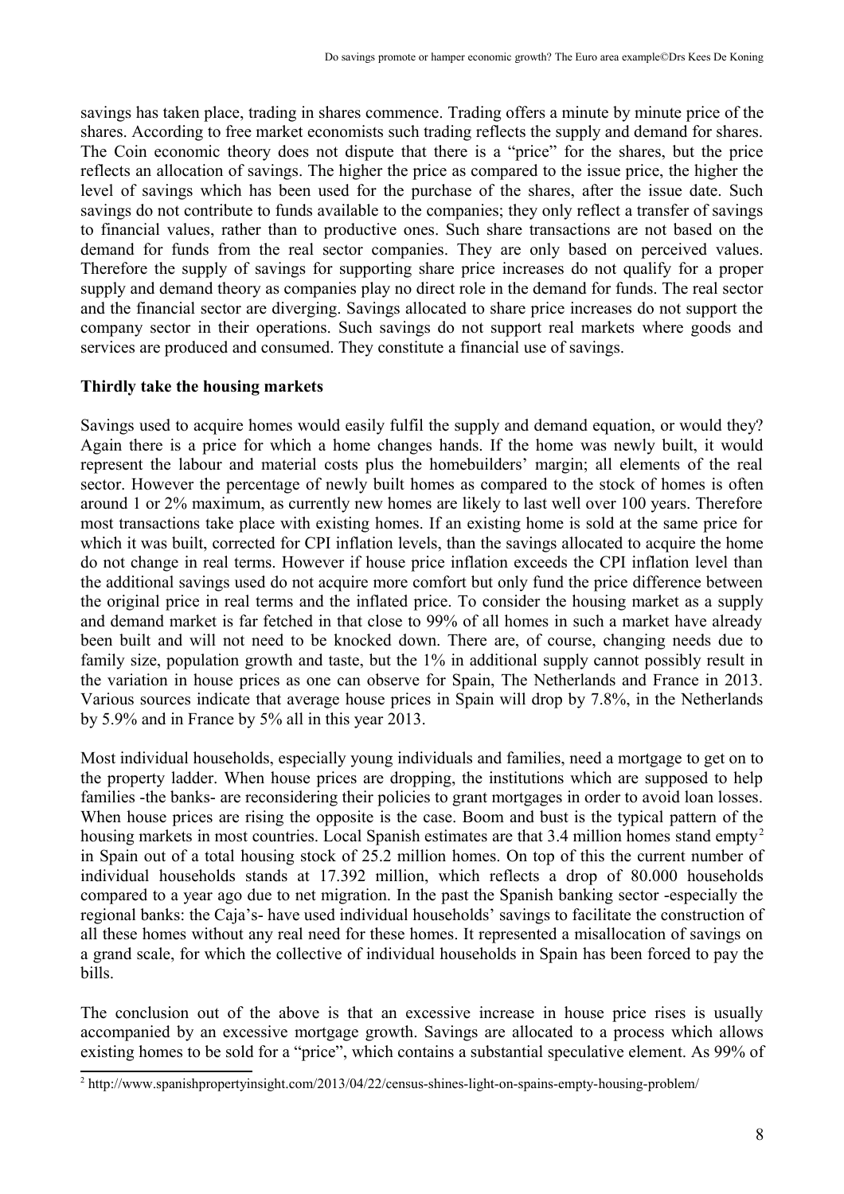savings has taken place, trading in shares commence. Trading offers a minute by minute price of the shares. According to free market economists such trading reflects the supply and demand for shares. The Coin economic theory does not dispute that there is a "price" for the shares, but the price reflects an allocation of savings. The higher the price as compared to the issue price, the higher the level of savings which has been used for the purchase of the shares, after the issue date. Such savings do not contribute to funds available to the companies; they only reflect a transfer of savings to financial values, rather than to productive ones. Such share transactions are not based on the demand for funds from the real sector companies. They are only based on perceived values. Therefore the supply of savings for supporting share price increases do not qualify for a proper supply and demand theory as companies play no direct role in the demand for funds. The real sector and the financial sector are diverging. Savings allocated to share price increases do not support the company sector in their operations. Such savings do not support real markets where goods and services are produced and consumed. They constitute a financial use of savings.

**Thirdly take the housing markets**

Savings used to acquire homes would easily fulfil the supply and demand equation, or would they? Again there is a price for which a home changes hands. If the home was newly built, it would represent the labour and material costs plus the homebuilders' margin; all elements of the real sector. However the percentage of newly built homes as compared to the stock of homes is often around 1 or 2% maximum, as currently new homes are likely to last well over 100 years. Therefore most transactions take place with existing homes. If an existing home is sold at the same price for which it was built, corrected for CPI inflation levels, than the savings allocated to acquire the home do not change in real terms. However if house price inflation exceeds the CPI inflation level than the additional savings used do not acquire more comfort but only fund the price difference between the original price in real terms and the inflated price. To consider the housing market as a supply and demand market is far fetched in that close to 99% of all homes in such a market have already been built and will not need to be knocked down. There are, of course, changing needs due to family size, population growth and taste, but the 1% in additional supply cannot possibly result in the variation in house prices as one can observe for Spain, The Netherlands and France in 2013. Various sources indicate that average house prices in Spain will drop by 7.8%, in the Netherlands by 5.9% and in France by 5% all in this year 2013.

Most individual households, especially young individuals and families, need a mortgage to get on to the property ladder. When house prices are dropping, the institutions which are supposed to help families -the banks- are reconsidering their policies to grant mortgages in order to avoid loan losses. When house prices are rising the opposite is the case. Boom and bust is the typical pattern of the housing markets in most countries. Local Spanish estimates are that 3.4 million homes stand empty[2] in Spain out of a total housing stock of 25.2 million homes. On top of this the current number of individual households stands at 17.392 million, which reflects a drop of 80.000 households compared to a year ago due to net migration. In the past the Spanish banking sector -especially the regional banks: the Caja's- have used individual households' savings to facilitate the construction of all these homes without any real need for these homes. It represented a misallocation of savings on a grand scale, for which the collective of individual households in Spain has been forced to pay the bills.

The conclusion out of the above is that an excessive increase in house price rises is usually accompanied by an excessive mortgage growth. Savings are allocated to a process which allows existing homes to be sold for a "price", which contains a substantial speculative element. As 99% of

[2] http://www.spanishpropertyinsight.com/2013/04/22/census-shines-light-on-spains-empty-housing-problem/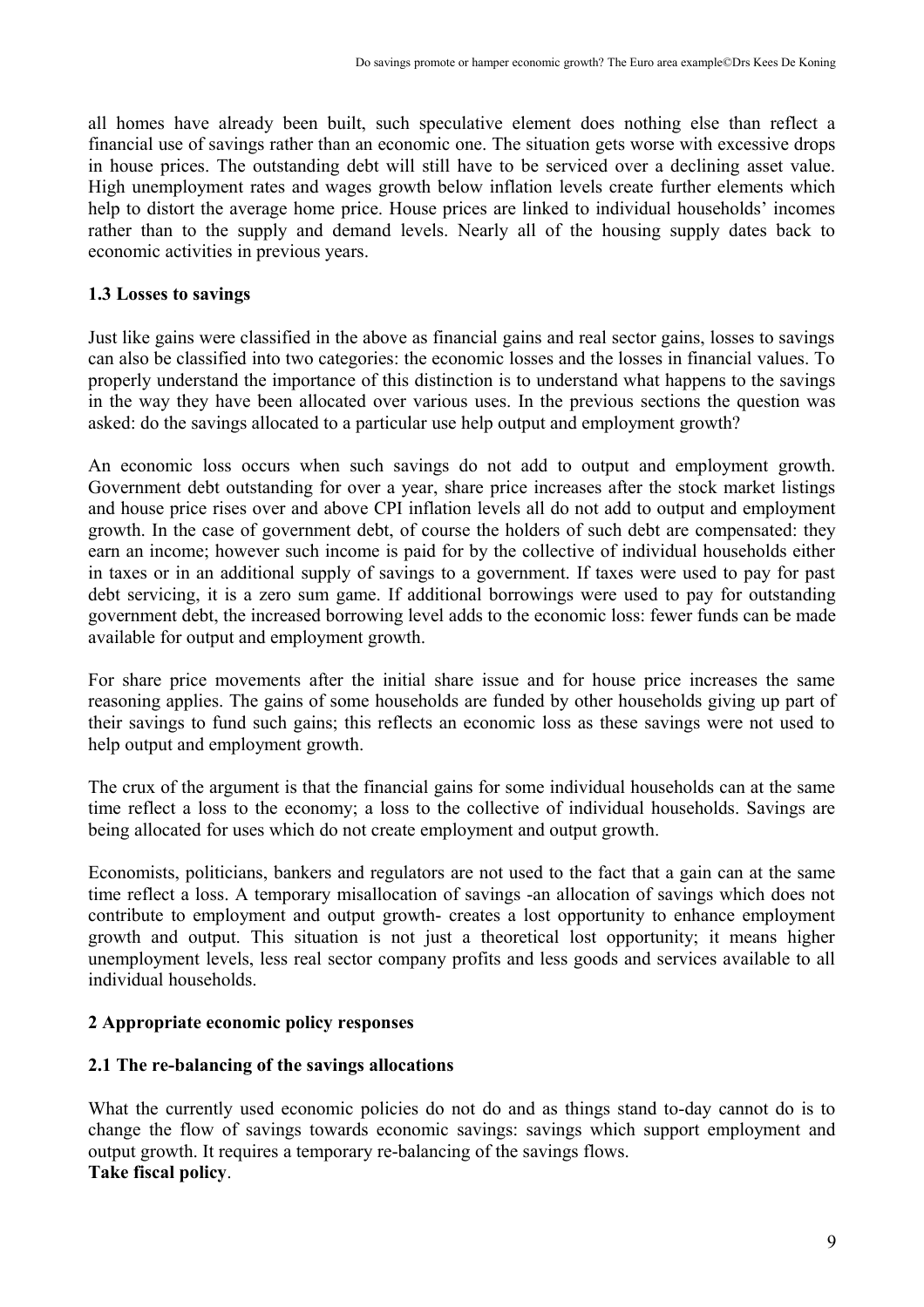all homes have already been built, such speculative element does nothing else than reflect a financial use of savings rather than an economic one. The situation gets worse with excessive drops in house prices. The outstanding debt will still have to be serviced over a declining asset value. High unemployment rates and wages growth below inflation levels create further elements which help to distort the average home price. House prices are linked to individual households' incomes rather than to the supply and demand levels. Nearly all of the housing supply dates back to economic activities in previous years.

### 1.3 Losses to savings

Just like gains were classified in the above as financial gains and real sector gains, losses to savings can also be classified into two categories: the economic losses and the losses in financial values. To properly understand the importance of this distinction is to understand what happens to the savings in the way they have been allocated over various uses. In the previous sections the question was asked: do the savings allocated to a particular use help output and employment growth?

An economic loss occurs when such savings do not add to output and employment growth. Government debt outstanding for over a year, share price increases after the stock market listings and house price rises over and above CPI inflation levels all do not add to output and employment growth. In the case of government debt, of course the holders of such debt are compensated: they earn an income; however such income is paid for by the collective of individual households either in taxes or in an additional supply of savings to a government. If taxes were used to pay for past debt servicing, it is a zero sum game. If additional borrowings were used to pay for outstanding government debt, the increased borrowing level adds to the economic loss: fewer funds can be made available for output and employment growth.

For share price movements after the initial share issue and for house price increases the same reasoning applies. The gains of some households are funded by other households giving up part of their savings to fund such gains; this reflects an economic loss as these savings were not used to help output and employment growth.

The crux of the argument is that the financial gains for some individual households can at the same time reflect a loss to the economy; a loss to the collective of individual households. Savings are being allocated for uses which do not create employment and output growth.

Economists, politicians, bankers and regulators are not used to the fact that a gain can at the same time reflect a loss. A temporary misallocation of savings -an allocation of savings which does not contribute to employment and output growth- creates a lost opportunity to enhance employment growth and output. This situation is not just a theoretical lost opportunity; it means higher unemployment levels, less real sector company profits and less goods and services available to all individual households.

## 2 Appropriate economic policy responses

### 2.1 The re-balancing of the savings allocations

What the currently used economic policies do not do and as things stand to-day cannot do is to change the flow of savings towards economic savings: savings which support employment and output growth. It requires a temporary re-balancing of the savings flows.

**Take fiscal policy**.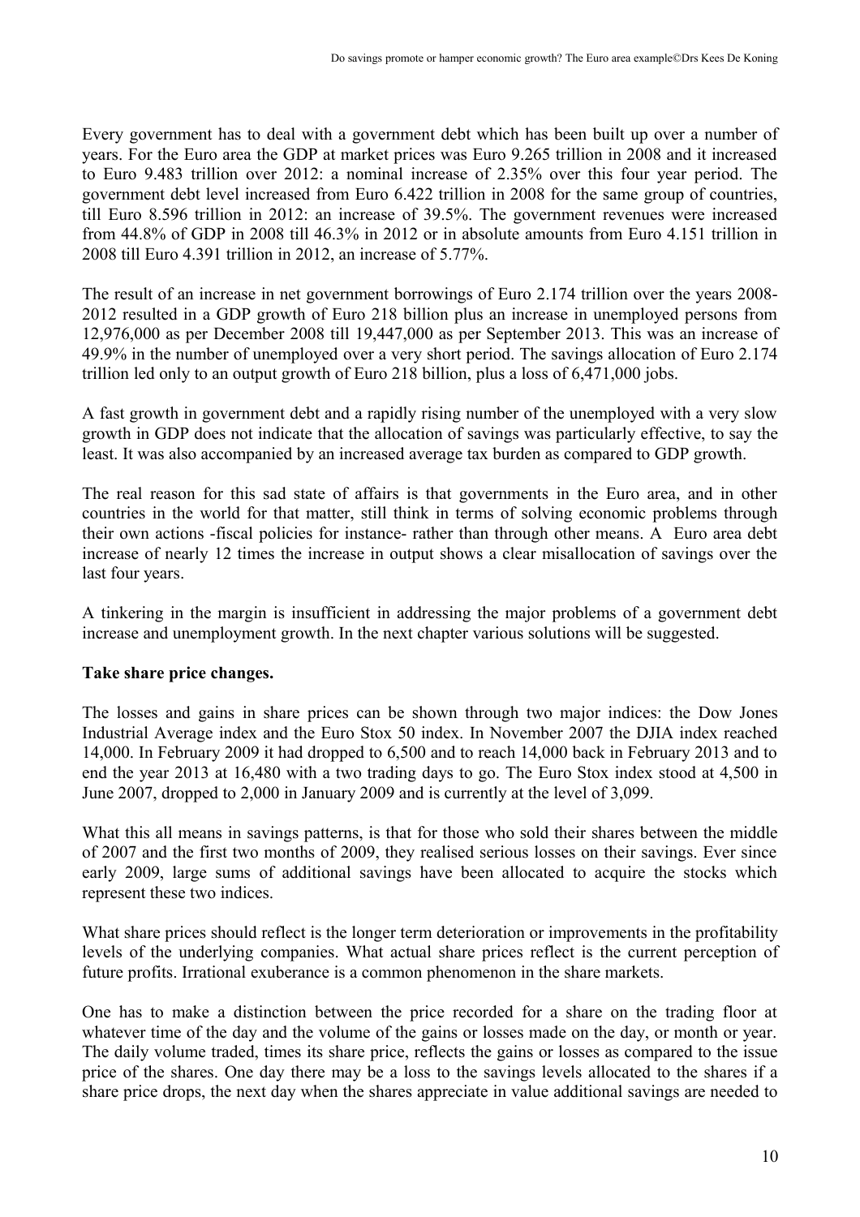Every government has to deal with a government debt which has been built up over a number of years. For the Euro area the GDP at market prices was Euro 9.265 trillion in 2008 and it increased to Euro 9.483 trillion over 2012: a nominal increase of 2.35% over this four year period. The government debt level increased from Euro 6.422 trillion in 2008 for the same group of countries, till Euro 8.596 trillion in 2012: an increase of 39.5%. The government revenues were increased from 44.8% of GDP in 2008 till 46.3% in 2012 or in absolute amounts from Euro 4.151 trillion in 2008 till Euro 4.391 trillion in 2012, an increase of 5.77%.

The result of an increase in net government borrowings of Euro 2.174 trillion over the years 2008-2012 resulted in a GDP growth of Euro 218 billion plus an increase in unemployed persons from 12,976,000 as per December 2008 till 19,447,000 as per September 2013. This was an increase of 49.9% in the number of unemployed over a very short period. The savings allocation of Euro 2.174 trillion led only to an output growth of Euro 218 billion, plus a loss of 6,471,000 jobs.

A fast growth in government debt and a rapidly rising number of the unemployed with a very slow growth in GDP does not indicate that the allocation of savings was particularly effective, to say the least. It was also accompanied by an increased average tax burden as compared to GDP growth.

The real reason for this sad state of affairs is that governments in the Euro area, and in other countries in the world for that matter, still think in terms of solving economic problems through their own actions -fiscal policies for instance- rather than through other means. A Euro area debt increase of nearly 12 times the increase in output shows a clear misallocation of savings over the last four years.

A tinkering in the margin is insufficient in addressing the major problems of a government debt increase and unemployment growth. In the next chapter various solutions will be suggested.

**Take share price changes.**

The losses and gains in share prices can be shown through two major indices: the Dow Jones Industrial Average index and the Euro Stox 50 index. In November 2007 the DJIA index reached 14,000. In February 2009 it had dropped to 6,500 and to reach 14,000 back in February 2013 and to end the year 2013 at 16,480 with a two trading days to go. The Euro Stox index stood at 4,500 in June 2007, dropped to 2,000 in January 2009 and is currently at the level of 3,099.

What this all means in savings patterns, is that for those who sold their shares between the middle of 2007 and the first two months of 2009, they realised serious losses on their savings. Ever since early 2009, large sums of additional savings have been allocated to acquire the stocks which represent these two indices.

What share prices should reflect is the longer term deterioration or improvements in the profitability levels of the underlying companies. What actual share prices reflect is the current perception of future profits. Irrational exuberance is a common phenomenon in the share markets.

One has to make a distinction between the price recorded for a share on the trading floor at whatever time of the day and the volume of the gains or losses made on the day, or month or year. The daily volume traded, times its share price, reflects the gains or losses as compared to the issue price of the shares. One day there may be a loss to the savings levels allocated to the shares if a share price drops, the next day when the shares appreciate in value additional savings are needed to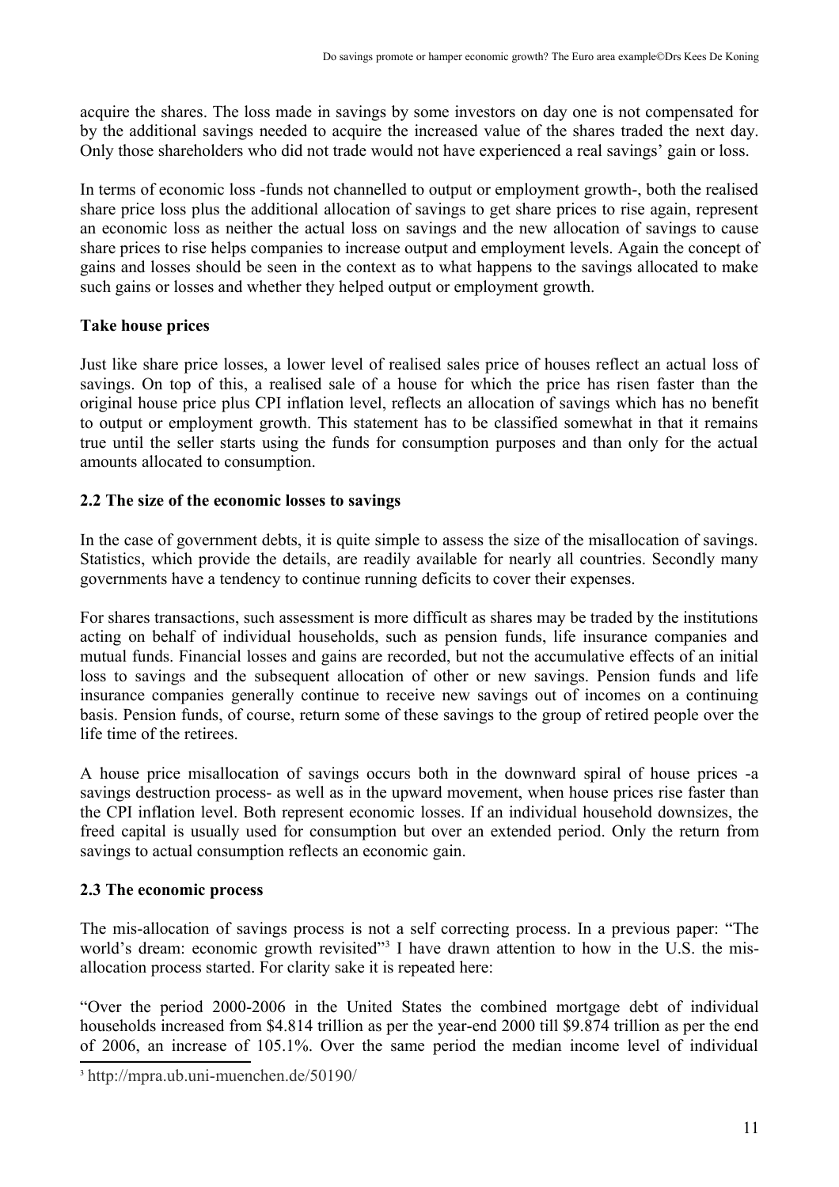acquire the shares. The loss made in savings by some investors on day one is not compensated for by the additional savings needed to acquire the increased value of the shares traded the next day. Only those shareholders who did not trade would not have experienced a real savings' gain or loss.

In terms of economic loss -funds not channelled to output or employment growth-, both the realised share price loss plus the additional allocation of savings to get share prices to rise again, represent an economic loss as neither the actual loss on savings and the new allocation of savings to cause share prices to rise helps companies to increase output and employment levels. Again the concept of gains and losses should be seen in the context as to what happens to the savings allocated to make such gains or losses and whether they helped output or employment growth.

**Take house prices**

Just like share price losses, a lower level of realised sales price of houses reflect an actual loss of savings. On top of this, a realised sale of a house for which the price has risen faster than the original house price plus CPI inflation level, reflects an allocation of savings which has no benefit to output or employment growth. This statement has to be classified somewhat in that it remains true until the seller starts using the funds for consumption purposes and than only for the actual amounts allocated to consumption.

### 2.2 The size of the economic losses to savings

In the case of government debts, it is quite simple to assess the size of the misallocation of savings. Statistics, which provide the details, are readily available for nearly all countries. Secondly many governments have a tendency to continue running deficits to cover their expenses.

For shares transactions, such assessment is more difficult as shares may be traded by the institutions acting on behalf of individual households, such as pension funds, life insurance companies and mutual funds. Financial losses and gains are recorded, but not the accumulative effects of an initial loss to savings and the subsequent allocation of other or new savings. Pension funds and life insurance companies generally continue to receive new savings out of incomes on a continuing basis. Pension funds, of course, return some of these savings to the group of retired people over the life time of the retirees.

A house price misallocation of savings occurs both in the downward spiral of house prices -a savings destruction process- as well as in the upward movement, when house prices rise faster than the CPI inflation level. Both represent economic losses. If an individual household downsizes, the freed capital is usually used for consumption but over an extended period. Only the return from savings to actual consumption reflects an economic gain.

### 2.3 The economic process

The mis-allocation of savings process is not a self correcting process. In a previous paper: "The world's dream: economic growth revisited"[3] I have drawn attention to how in the U.S. the mis-allocation process started. For clarity sake it is repeated here:

"Over the period 2000-2006 in the United States the combined mortgage debt of individual households increased from $4.814 trillion as per the year-end 2000 till $9.874 trillion as per the end of 2006, an increase of 105.1%. Over the same period the median income level of individual

[3] http://mpra.ub.uni-muenchen.de/50190/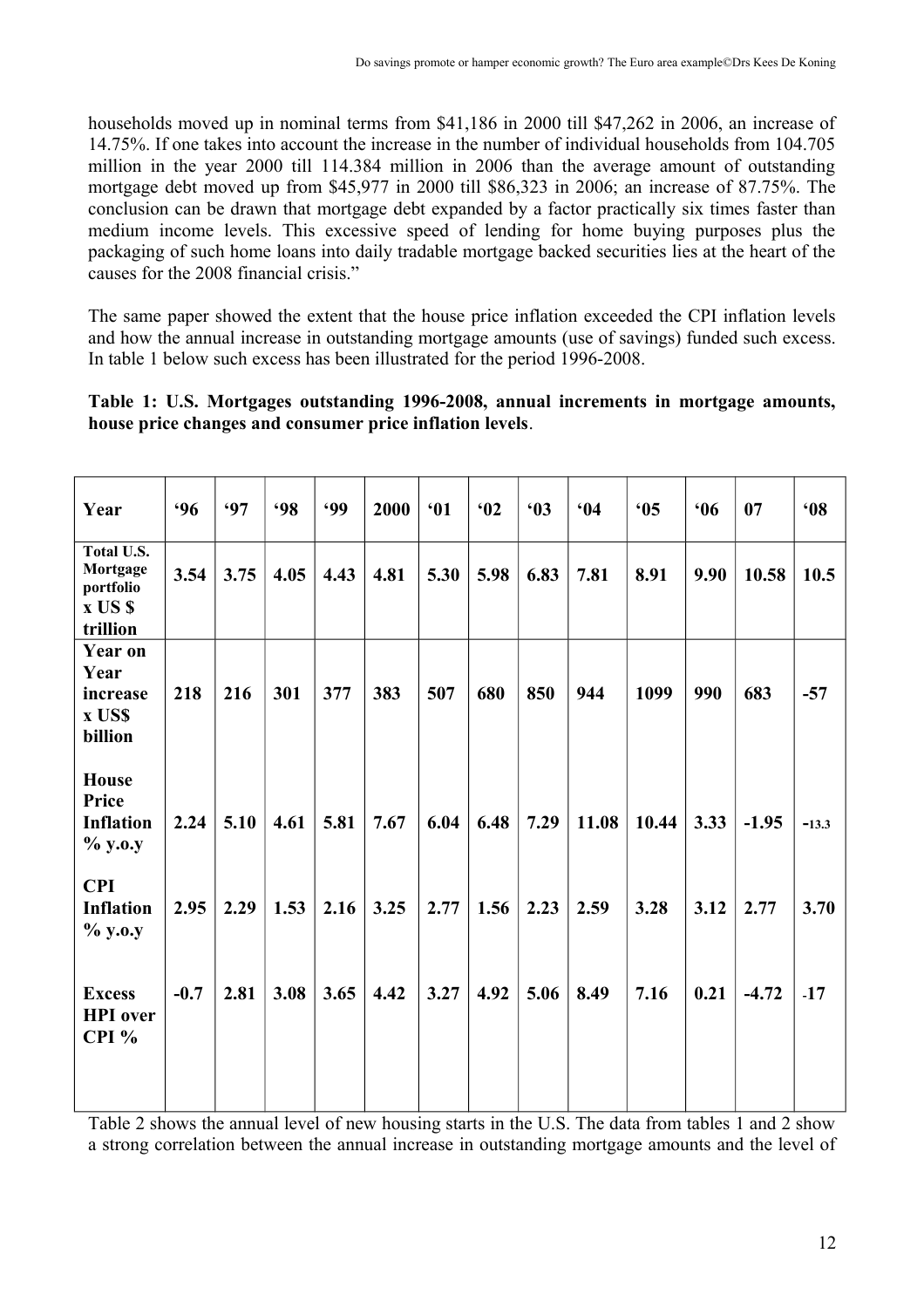households moved up in nominal terms from $41,186 in 2000 till $47,262 in 2006, an increase of 14.75%. If one takes into account the increase in the number of individual households from 104.705 million in the year 2000 till 114.384 million in 2006 than the average amount of outstanding mortgage debt moved up from $45,977 in 2000 till $86,323 in 2006; an increase of 87.75%. The conclusion can be drawn that mortgage debt expanded by a factor practically six times faster than medium income levels. This excessive speed of lending for home buying purposes plus the packaging of such home loans into daily tradable mortgage backed securities lies at the heart of the causes for the 2008 financial crisis."

The same paper showed the extent that the house price inflation exceeded the CPI inflation levels and how the annual increase in outstanding mortgage amounts (use of savings) funded such excess. In table 1 below such excess has been illustrated for the period 1996-2008.

**Table 1: U.S. Mortgages outstanding 1996-2008, annual increments in mortgage amounts, house price changes and consumer price inflation levels**.

| Year | '96 | '97 | '98 | '99 | 2000 | '01 | '02 | '03 | '04 | '05 | '06 | 07 | '08 |
|---|---|---|---|---|---|---|---|---|---|---|---|---|---|
| Total U.S. Mortgage portfolio x US $ trillion | 3.54 | 3.75 | 4.05 | 4.43 | 4.81 | 5.30 | 5.98 | 6.83 | 7.81 | 8.91 | 9.90 | 10.58 | 10.5 |
| Year on Year increase x US$ billion | 218 | 216 | 301 | 377 | 383 | 507 | 680 | 850 | 944 | 1099 | 990 | 683 | -57 |
| House Price Inflation % y.o.y | 2.24 | 5.10 | 4.61 | 5.81 | 7.67 | 6.04 | 6.48 | 7.29 | 11.08 | 10.44 | 3.33 | -1.95 | -13.3 |
| CPI Inflation % y.o.y | 2.95 | 2.29 | 1.53 | 2.16 | 3.25 | 2.77 | 1.56 | 2.23 | 2.59 | 3.28 | 3.12 | 2.77 | 3.70 |
| Excess HPI over CPI % | -0.7 | 2.81 | 3.08 | 3.65 | 4.42 | 3.27 | 4.92 | 5.06 | 8.49 | 7.16 | 0.21 | -4.72 | -17 |

Table 2 shows the annual level of new housing starts in the U.S. The data from tables 1 and 2 show a strong correlation between the annual increase in outstanding mortgage amounts and the level of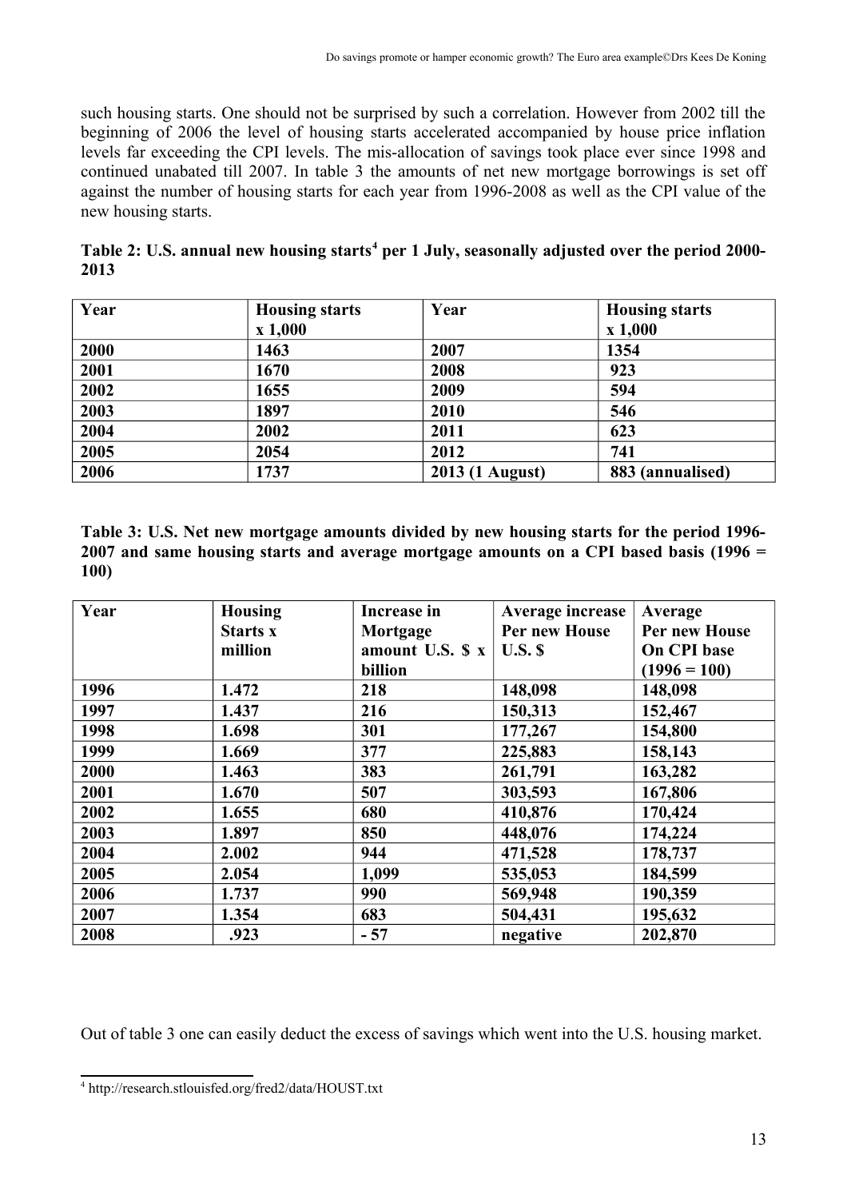such housing starts. One should not be surprised by such a correlation. However from 2002 till the beginning of 2006 the level of housing starts accelerated accompanied by house price inflation levels far exceeding the CPI levels. The mis-allocation of savings took place ever since 1998 and continued unabated till 2007. In table 3 the amounts of net new mortgage borrowings is set off against the number of housing starts for each year from 1996-2008 as well as the CPI value of the new housing starts.

**Table 2: U.S. annual new housing starts[4] per 1 July, seasonally adjusted over the period 2000-2013**

| Year | Housing starts x 1,000 | Year | Housing starts x 1,000 |
|---|---|---|---|
| 2000 | 1463 | 2007 | 1354 |
| 2001 | 1670 | 2008 | 923 |
| 2002 | 1655 | 2009 | 594 |
| 2003 | 1897 | 2010 | 546 |
| 2004 | 2002 | 2011 | 623 |
| 2005 | 2054 | 2012 | 741 |
| 2006 | 1737 | 2013 (1 August) | 883 (annualised) |

**Table 3: U.S. Net new mortgage amounts divided by new housing starts for the period 1996-2007 and same housing starts and average mortgage amounts on a CPI based basis (1996 = 100)**

| Year | Housing Starts x million | Increase in Mortgage amount U.S. $ x billion | Average increase Per new House U.S. $ | Average Per new House On CPI base (1996 = 100) |
|---|---|---|---|---|
| 1996 | 1.472 | 218 | 148,098 | 148,098 |
| 1997 | 1.437 | 216 | 150,313 | 152,467 |
| 1998 | 1.698 | 301 | 177,267 | 154,800 |
| 1999 | 1.669 | 377 | 225,883 | 158,143 |
| 2000 | 1.463 | 383 | 261,791 | 163,282 |
| 2001 | 1.670 | 507 | 303,593 | 167,806 |
| 2002 | 1.655 | 680 | 410,876 | 170,424 |
| 2003 | 1.897 | 850 | 448,076 | 174,224 |
| 2004 | 2.002 | 944 | 471,528 | 178,737 |
| 2005 | 2.054 | 1,099 | 535,053 | 184,599 |
| 2006 | 1.737 | 990 | 569,948 | 190,359 |
| 2007 | 1.354 | 683 | 504,431 | 195,632 |
| 2008 | .923 | - 57 | negative | 202,870 |

Out of table 3 one can easily deduct the excess of savings which went into the U.S. housing market.

[4] http://research.stlouisfed.org/fred2/data/HOUST.txt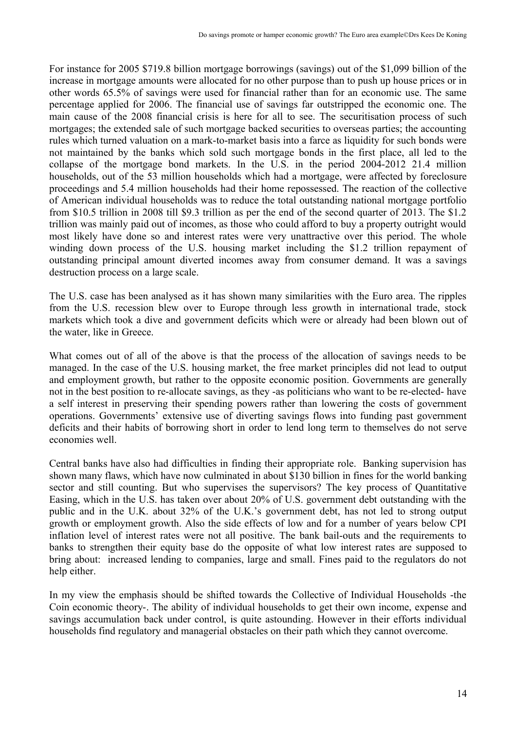For instance for 2005 $719.8 billion mortgage borrowings (savings) out of the $1,099 billion of the increase in mortgage amounts were allocated for no other purpose than to push up house prices or in other words 65.5% of savings were used for financial rather than for an economic use. The same percentage applied for 2006. The financial use of savings far outstripped the economic one. The main cause of the 2008 financial crisis is here for all to see. The securitisation process of such mortgages; the extended sale of such mortgage backed securities to overseas parties; the accounting rules which turned valuation on a mark-to-market basis into a farce as liquidity for such bonds were not maintained by the banks which sold such mortgage bonds in the first place, all led to the collapse of the mortgage bond markets. In the U.S. in the period 2004-2012 21.4 million households, out of the 53 million households which had a mortgage, were affected by foreclosure proceedings and 5.4 million households had their home repossessed. The reaction of the collective of American individual households was to reduce the total outstanding national mortgage portfolio from $10.5 trillion in 2008 till $9.3 trillion as per the end of the second quarter of 2013. The $1.2 trillion was mainly paid out of incomes, as those who could afford to buy a property outright would most likely have done so and interest rates were very unattractive over this period. The whole winding down process of the U.S. housing market including the $1.2 trillion repayment of outstanding principal amount diverted incomes away from consumer demand. It was a savings destruction process on a large scale.

The U.S. case has been analysed as it has shown many similarities with the Euro area. The ripples from the U.S. recession blew over to Europe through less growth in international trade, stock markets which took a dive and government deficits which were or already had been blown out of the water, like in Greece.

What comes out of all of the above is that the process of the allocation of savings needs to be managed. In the case of the U.S. housing market, the free market principles did not lead to output and employment growth, but rather to the opposite economic position. Governments are generally not in the best position to re-allocate savings, as they -as politicians who want to be re-elected- have a self interest in preserving their spending powers rather than lowering the costs of government operations. Governments' extensive use of diverting savings flows into funding past government deficits and their habits of borrowing short in order to lend long term to themselves do not serve economies well.

Central banks have also had difficulties in finding their appropriate role. Banking supervision has shown many flaws, which have now culminated in about $130 billion in fines for the world banking sector and still counting. But who supervises the supervisors? The key process of Quantitative Easing, which in the U.S. has taken over about 20% of U.S. government debt outstanding with the public and in the U.K. about 32% of the U.K.'s government debt, has not led to strong output growth or employment growth. Also the side effects of low and for a number of years below CPI inflation level of interest rates were not all positive. The bank bail-outs and the requirements to banks to strengthen their equity base do the opposite of what low interest rates are supposed to bring about: increased lending to companies, large and small. Fines paid to the regulators do not help either.

In my view the emphasis should be shifted towards the Collective of Individual Households -the Coin economic theory-. The ability of individual households to get their own income, expense and savings accumulation back under control, is quite astounding. However in their efforts individual households find regulatory and managerial obstacles on their path which they cannot overcome.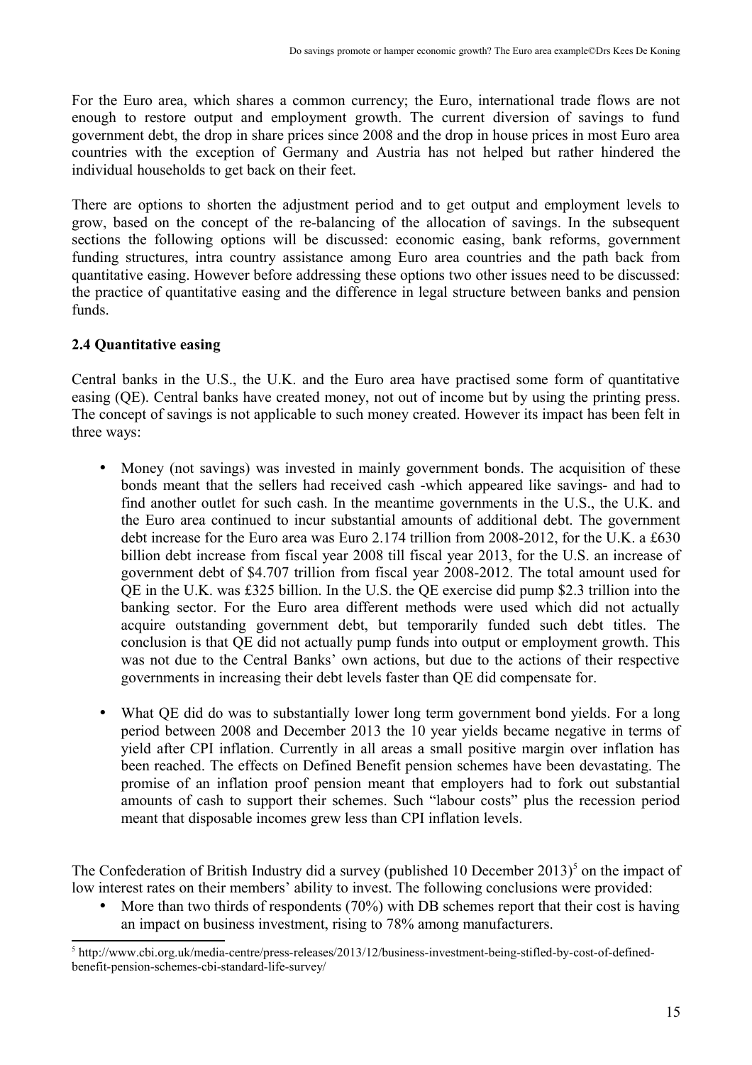For the Euro area, which shares a common currency; the Euro, international trade flows are not enough to restore output and employment growth. The current diversion of savings to fund government debt, the drop in share prices since 2008 and the drop in house prices in most Euro area countries with the exception of Germany and Austria has not helped but rather hindered the individual households to get back on their feet.

There are options to shorten the adjustment period and to get output and employment levels to grow, based on the concept of the re-balancing of the allocation of savings. In the subsequent sections the following options will be discussed: economic easing, bank reforms, government funding structures, intra country assistance among Euro area countries and the path back from quantitative easing. However before addressing these options two other issues need to be discussed: the practice of quantitative easing and the difference in legal structure between banks and pension funds.

### 2.4 Quantitative easing

Central banks in the U.S., the U.K. and the Euro area have practised some form of quantitative easing (QE). Central banks have created money, not out of income but by using the printing press. The concept of savings is not applicable to such money created. However its impact has been felt in three ways:

- Money (not savings) was invested in mainly government bonds. The acquisition of these bonds meant that the sellers had received cash -which appeared like savings- and had to find another outlet for such cash. In the meantime governments in the U.S., the U.K. and the Euro area continued to incur substantial amounts of additional debt. The government debt increase for the Euro area was Euro 2.174 trillion from 2008-2012, for the U.K. a £630 billion debt increase from fiscal year 2008 till fiscal year 2013, for the U.S. an increase of government debt of $4.707 trillion from fiscal year 2008-2012. The total amount used for QE in the U.K. was £325 billion. In the U.S. the QE exercise did pump $2.3 trillion into the banking sector. For the Euro area different methods were used which did not actually acquire outstanding government debt, but temporarily funded such debt titles. The conclusion is that QE did not actually pump funds into output or employment growth. This was not due to the Central Banks' own actions, but due to the actions of their respective governments in increasing their debt levels faster than QE did compensate for.

- What QE did do was to substantially lower long term government bond yields. For a long period between 2008 and December 2013 the 10 year yields became negative in terms of yield after CPI inflation. Currently in all areas a small positive margin over inflation has been reached. The effects on Defined Benefit pension schemes have been devastating. The promise of an inflation proof pension meant that employers had to fork out substantial amounts of cash to support their schemes. Such "labour costs" plus the recession period meant that disposable incomes grew less than CPI inflation levels.

The Confederation of British Industry did a survey (published 10 December 2013)[5] on the impact of low interest rates on their members' ability to invest. The following conclusions were provided:

- More than two thirds of respondents (70%) with DB schemes report that their cost is having an impact on business investment, rising to 78% among manufacturers.

[5] http://www.cbi.org.uk/media-centre/press-releases/2013/12/business-investment-being-stifled-by-cost-of-defined-benefit-pension-schemes-cbi-standard-life-survey/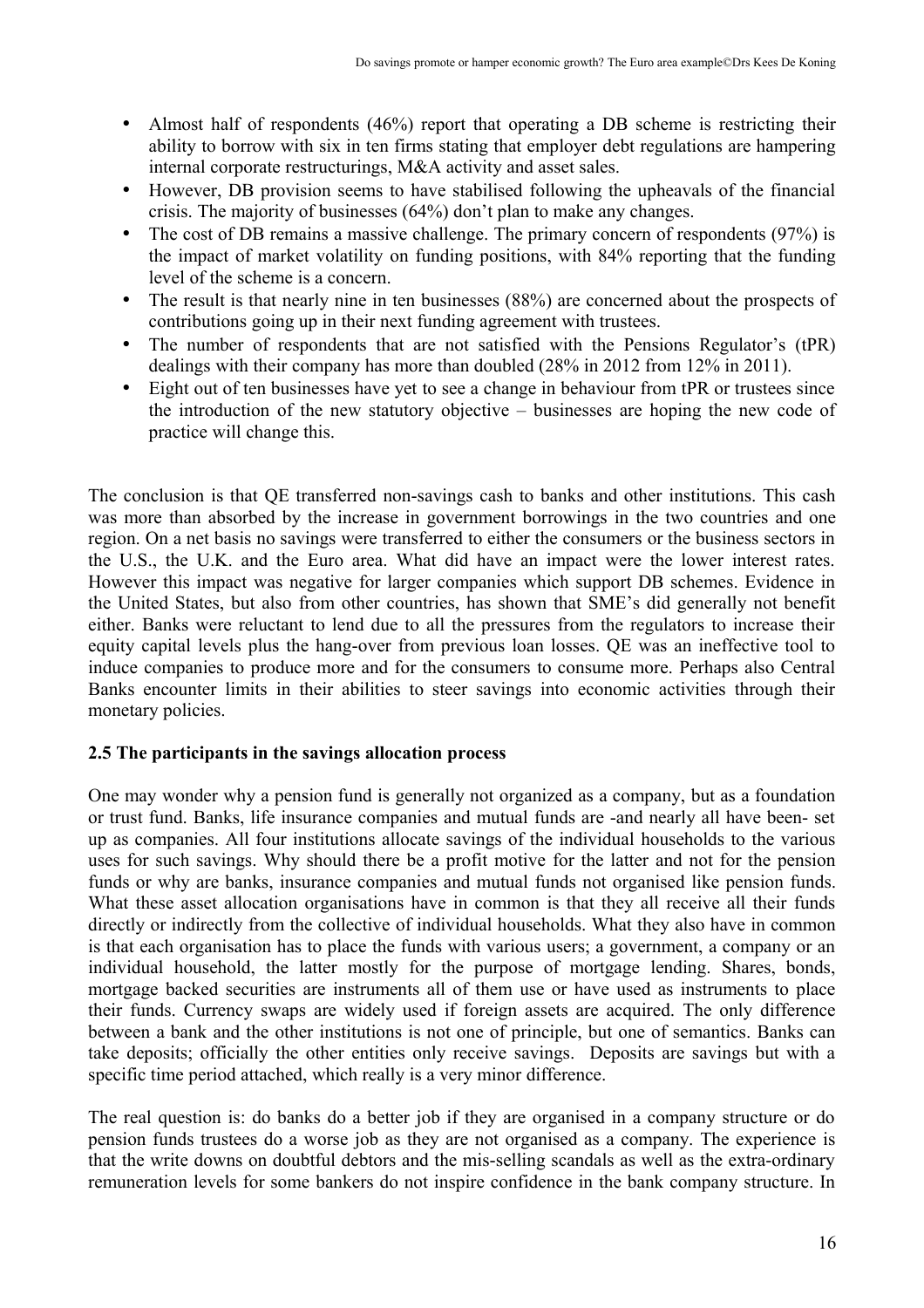- Almost half of respondents (46%) report that operating a DB scheme is restricting their ability to borrow with six in ten firms stating that employer debt regulations are hampering internal corporate restructurings, M&A activity and asset sales.
- However, DB provision seems to have stabilised following the upheavals of the financial crisis. The majority of businesses (64%) don't plan to make any changes.
- The cost of DB remains a massive challenge. The primary concern of respondents (97%) is the impact of market volatility on funding positions, with 84% reporting that the funding level of the scheme is a concern.
- The result is that nearly nine in ten businesses (88%) are concerned about the prospects of contributions going up in their next funding agreement with trustees.
- The number of respondents that are not satisfied with the Pensions Regulator's (tPR) dealings with their company has more than doubled (28% in 2012 from 12% in 2011).
- Eight out of ten businesses have yet to see a change in behaviour from tPR or trustees since the introduction of the new statutory objective – businesses are hoping the new code of practice will change this.

The conclusion is that QE transferred non-savings cash to banks and other institutions. This cash was more than absorbed by the increase in government borrowings in the two countries and one region. On a net basis no savings were transferred to either the consumers or the business sectors in the U.S., the U.K. and the Euro area. What did have an impact were the lower interest rates. However this impact was negative for larger companies which support DB schemes. Evidence in the United States, but also from other countries, has shown that SME's did generally not benefit either. Banks were reluctant to lend due to all the pressures from the regulators to increase their equity capital levels plus the hang-over from previous loan losses. QE was an ineffective tool to induce companies to produce more and for the consumers to consume more. Perhaps also Central Banks encounter limits in their abilities to steer savings into economic activities through their monetary policies.

### 2.5 The participants in the savings allocation process

One may wonder why a pension fund is generally not organized as a company, but as a foundation or trust fund. Banks, life insurance companies and mutual funds are -and nearly all have been- set up as companies. All four institutions allocate savings of the individual households to the various uses for such savings. Why should there be a profit motive for the latter and not for the pension funds or why are banks, insurance companies and mutual funds not organised like pension funds. What these asset allocation organisations have in common is that they all receive all their funds directly or indirectly from the collective of individual households. What they also have in common is that each organisation has to place the funds with various users; a government, a company or an individual household, the latter mostly for the purpose of mortgage lending. Shares, bonds, mortgage backed securities are instruments all of them use or have used as instruments to place their funds. Currency swaps are widely used if foreign assets are acquired. The only difference between a bank and the other institutions is not one of principle, but one of semantics. Banks can take deposits; officially the other entities only receive savings. Deposits are savings but with a specific time period attached, which really is a very minor difference.

The real question is: do banks do a better job if they are organised in a company structure or do pension funds trustees do a worse job as they are not organised as a company. The experience is that the write downs on doubtful debtors and the mis-selling scandals as well as the extra-ordinary remuneration levels for some bankers do not inspire confidence in the bank company structure. In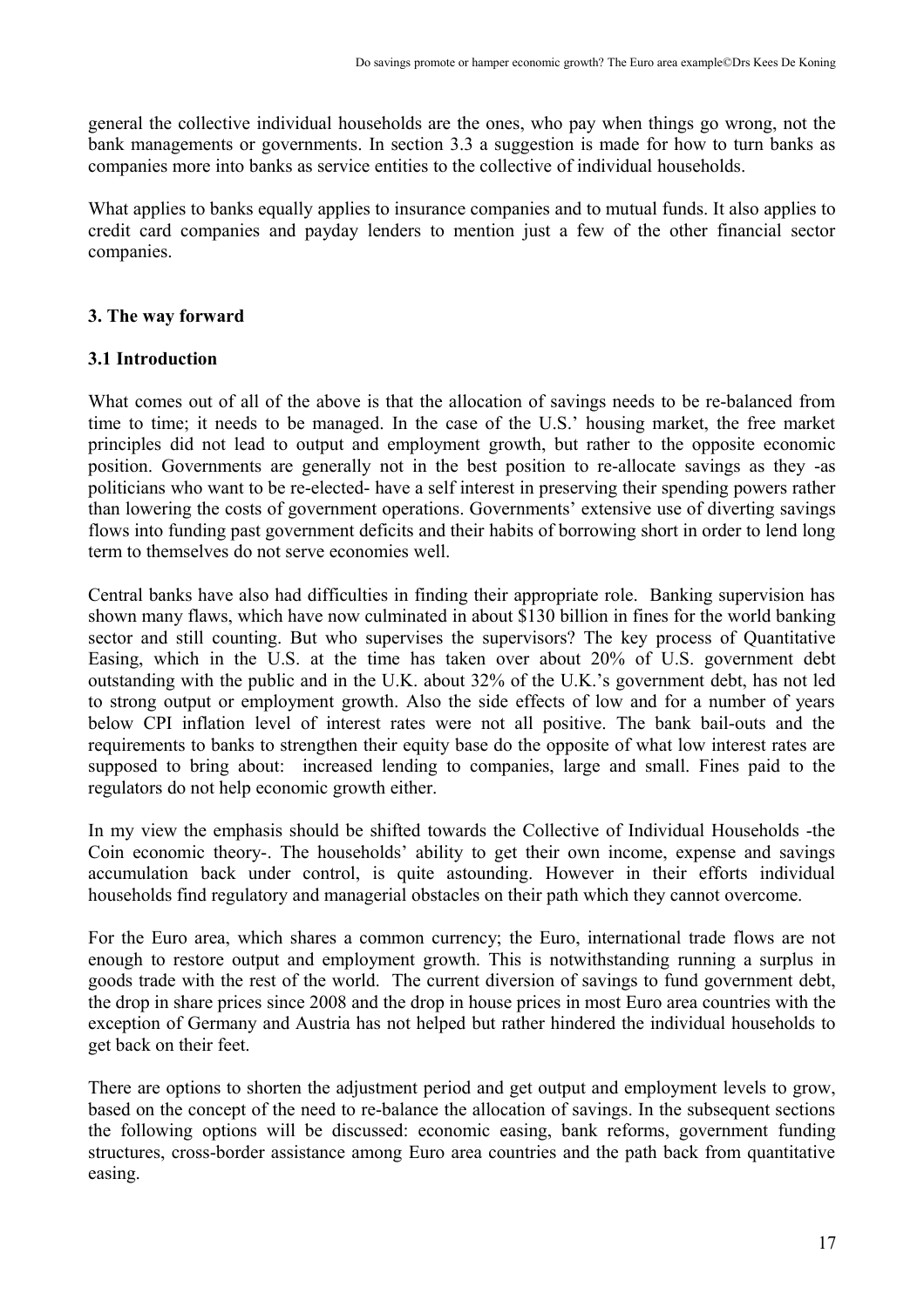general the collective individual households are the ones, who pay when things go wrong, not the bank managements or governments. In section 3.3 a suggestion is made for how to turn banks as companies more into banks as service entities to the collective of individual households.

What applies to banks equally applies to insurance companies and to mutual funds. It also applies to credit card companies and payday lenders to mention just a few of the other financial sector companies.

## 3. The way forward

### 3.1 Introduction

What comes out of all of the above is that the allocation of savings needs to be re-balanced from time to time; it needs to be managed. In the case of the U.S.' housing market, the free market principles did not lead to output and employment growth, but rather to the opposite economic position. Governments are generally not in the best position to re-allocate savings as they -as politicians who want to be re-elected- have a self interest in preserving their spending powers rather than lowering the costs of government operations. Governments' extensive use of diverting savings flows into funding past government deficits and their habits of borrowing short in order to lend long term to themselves do not serve economies well.

Central banks have also had difficulties in finding their appropriate role. Banking supervision has shown many flaws, which have now culminated in about $130 billion in fines for the world banking sector and still counting. But who supervises the supervisors? The key process of Quantitative Easing, which in the U.S. at the time has taken over about 20% of U.S. government debt outstanding with the public and in the U.K. about 32% of the U.K.'s government debt, has not led to strong output or employment growth. Also the side effects of low and for a number of years below CPI inflation level of interest rates were not all positive. The bank bail-outs and the requirements to banks to strengthen their equity base do the opposite of what low interest rates are supposed to bring about: increased lending to companies, large and small. Fines paid to the regulators do not help economic growth either.

In my view the emphasis should be shifted towards the Collective of Individual Households -the Coin economic theory-. The households' ability to get their own income, expense and savings accumulation back under control, is quite astounding. However in their efforts individual households find regulatory and managerial obstacles on their path which they cannot overcome.

For the Euro area, which shares a common currency; the Euro, international trade flows are not enough to restore output and employment growth. This is notwithstanding running a surplus in goods trade with the rest of the world. The current diversion of savings to fund government debt, the drop in share prices since 2008 and the drop in house prices in most Euro area countries with the exception of Germany and Austria has not helped but rather hindered the individual households to get back on their feet.

There are options to shorten the adjustment period and get output and employment levels to grow, based on the concept of the need to re-balance the allocation of savings. In the subsequent sections the following options will be discussed: economic easing, bank reforms, government funding structures, cross-border assistance among Euro area countries and the path back from quantitative easing.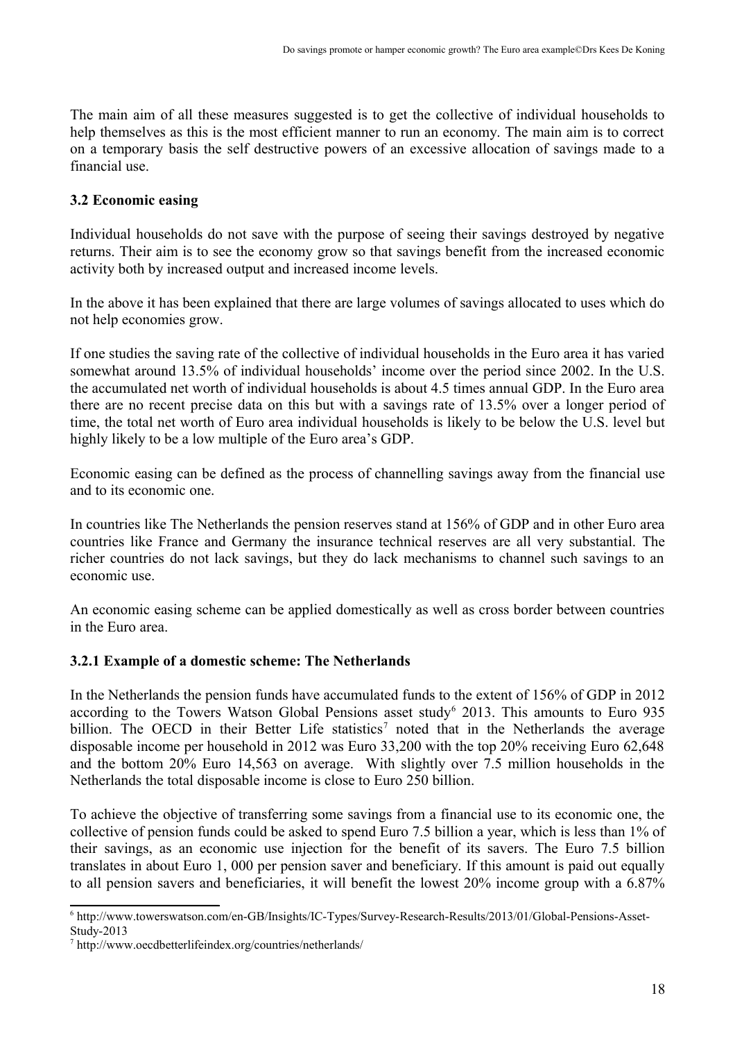The main aim of all these measures suggested is to get the collective of individual households to help themselves as this is the most efficient manner to run an economy. The main aim is to correct on a temporary basis the self destructive powers of an excessive allocation of savings made to a financial use.

### 3.2 Economic easing

Individual households do not save with the purpose of seeing their savings destroyed by negative returns. Their aim is to see the economy grow so that savings benefit from the increased economic activity both by increased output and increased income levels.

In the above it has been explained that there are large volumes of savings allocated to uses which do not help economies grow.

If one studies the saving rate of the collective of individual households in the Euro area it has varied somewhat around 13.5% of individual households' income over the period since 2002. In the U.S. the accumulated net worth of individual households is about 4.5 times annual GDP. In the Euro area there are no recent precise data on this but with a savings rate of 13.5% over a longer period of time, the total net worth of Euro area individual households is likely to be below the U.S. level but highly likely to be a low multiple of the Euro area's GDP.

Economic easing can be defined as the process of channelling savings away from the financial use and to its economic one.

In countries like The Netherlands the pension reserves stand at 156% of GDP and in other Euro area countries like France and Germany the insurance technical reserves are all very substantial. The richer countries do not lack savings, but they do lack mechanisms to channel such savings to an economic use.

An economic easing scheme can be applied domestically as well as cross border between countries in the Euro area.

#### 3.2.1 Example of a domestic scheme: The Netherlands

In the Netherlands the pension funds have accumulated funds to the extent of 156% of GDP in 2012 according to the Towers Watson Global Pensions asset study[6] 2013. This amounts to Euro 935 billion. The OECD in their Better Life statistics[7] noted that in the Netherlands the average disposable income per household in 2012 was Euro 33,200 with the top 20% receiving Euro 62,648 and the bottom 20% Euro 14,563 on average. With slightly over 7.5 million households in the Netherlands the total disposable income is close to Euro 250 billion.

To achieve the objective of transferring some savings from a financial use to its economic one, the collective of pension funds could be asked to spend Euro 7.5 billion a year, which is less than 1% of their savings, as an economic use injection for the benefit of its savers. The Euro 7.5 billion translates in about Euro 1, 000 per pension saver and beneficiary. If this amount is paid out equally to all pension savers and beneficiaries, it will benefit the lowest 20% income group with a 6.87%

[6] http://www.towerswatson.com/en-GB/Insights/IC-Types/Survey-Research-Results/2013/01/Global-Pensions-Asset-Study-2013

[7] http://www.oecdbetterlifeindex.org/countries/netherlands/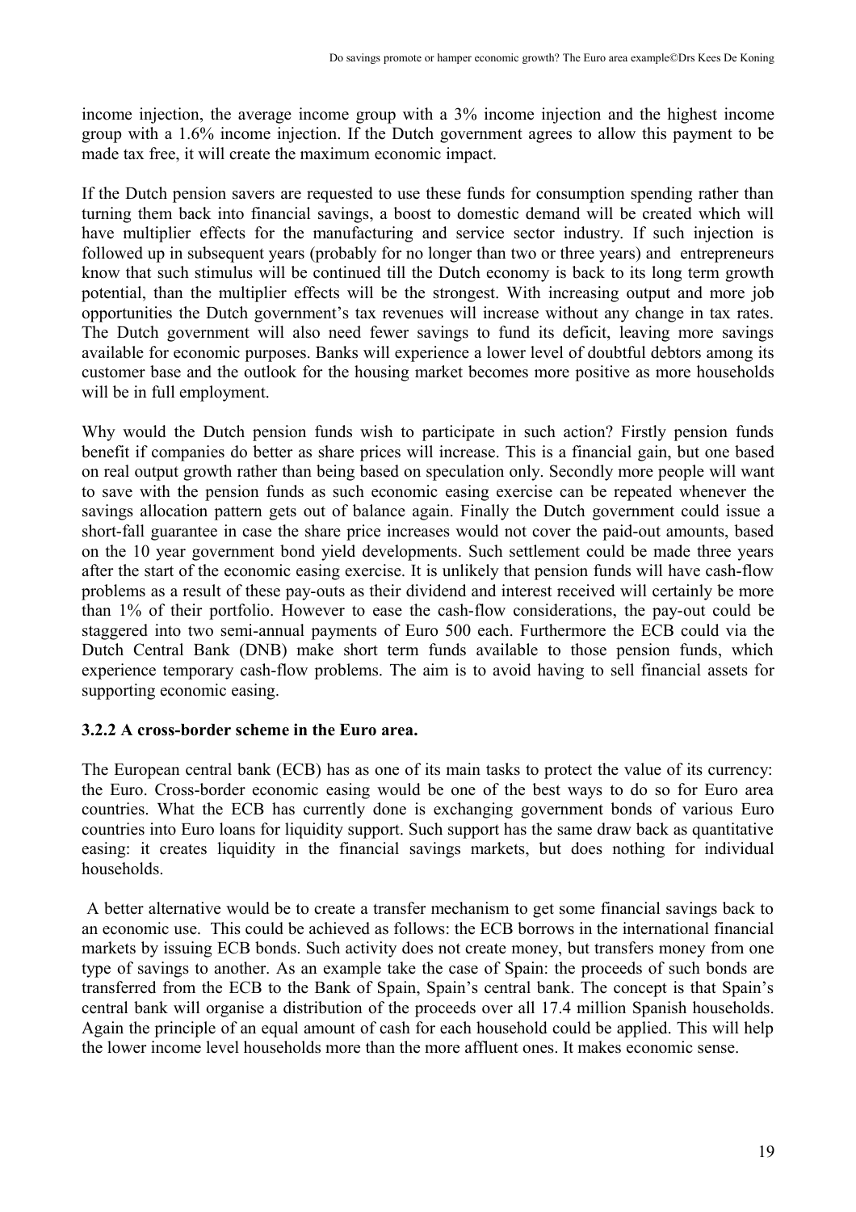income injection, the average income group with a 3% income injection and the highest income group with a 1.6% income injection. If the Dutch government agrees to allow this payment to be made tax free, it will create the maximum economic impact.

If the Dutch pension savers are requested to use these funds for consumption spending rather than turning them back into financial savings, a boost to domestic demand will be created which will have multiplier effects for the manufacturing and service sector industry. If such injection is followed up in subsequent years (probably for no longer than two or three years) and entrepreneurs know that such stimulus will be continued till the Dutch economy is back to its long term growth potential, than the multiplier effects will be the strongest. With increasing output and more job opportunities the Dutch government's tax revenues will increase without any change in tax rates. The Dutch government will also need fewer savings to fund its deficit, leaving more savings available for economic purposes. Banks will experience a lower level of doubtful debtors among its customer base and the outlook for the housing market becomes more positive as more households will be in full employment.

Why would the Dutch pension funds wish to participate in such action? Firstly pension funds benefit if companies do better as share prices will increase. This is a financial gain, but one based on real output growth rather than being based on speculation only. Secondly more people will want to save with the pension funds as such economic easing exercise can be repeated whenever the savings allocation pattern gets out of balance again. Finally the Dutch government could issue a short-fall guarantee in case the share price increases would not cover the paid-out amounts, based on the 10 year government bond yield developments. Such settlement could be made three years after the start of the economic easing exercise. It is unlikely that pension funds will have cash-flow problems as a result of these pay-outs as their dividend and interest received will certainly be more than 1% of their portfolio. However to ease the cash-flow considerations, the pay-out could be staggered into two semi-annual payments of Euro 500 each. Furthermore the ECB could via the Dutch Central Bank (DNB) make short term funds available to those pension funds, which experience temporary cash-flow problems. The aim is to avoid having to sell financial assets for supporting economic easing.

### 3.2.2 A cross-border scheme in the Euro area.

The European central bank (ECB) has as one of its main tasks to protect the value of its currency: the Euro. Cross-border economic easing would be one of the best ways to do so for Euro area countries. What the ECB has currently done is exchanging government bonds of various Euro countries into Euro loans for liquidity support. Such support has the same draw back as quantitative easing: it creates liquidity in the financial savings markets, but does nothing for individual households.

A better alternative would be to create a transfer mechanism to get some financial savings back to an economic use. This could be achieved as follows: the ECB borrows in the international financial markets by issuing ECB bonds. Such activity does not create money, but transfers money from one type of savings to another. As an example take the case of Spain: the proceeds of such bonds are transferred from the ECB to the Bank of Spain, Spain's central bank. The concept is that Spain's central bank will organise a distribution of the proceeds over all 17.4 million Spanish households. Again the principle of an equal amount of cash for each household could be applied. This will help the lower income level households more than the more affluent ones. It makes economic sense.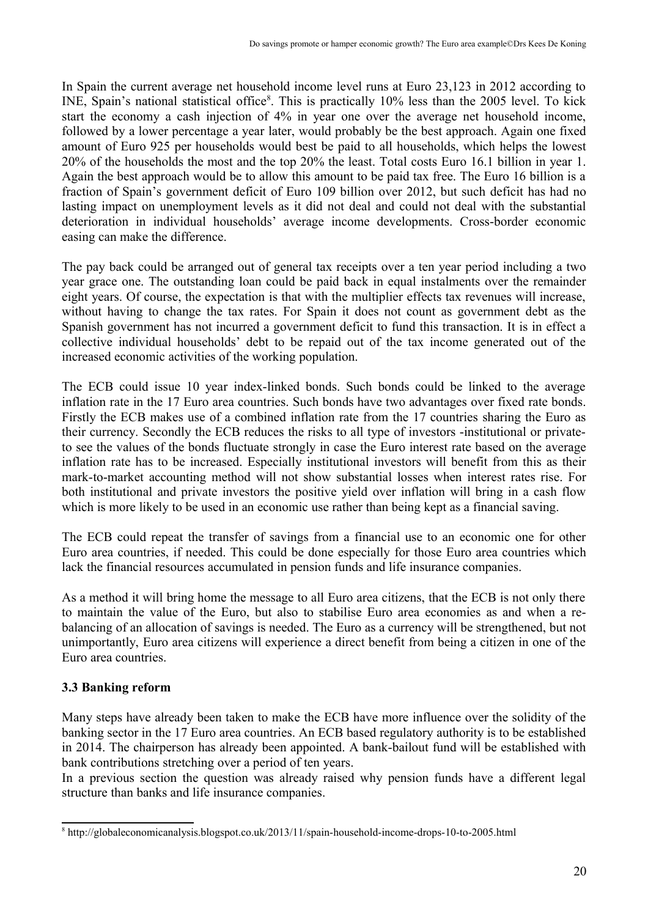In Spain the current average net household income level runs at Euro 23,123 in 2012 according to INE, Spain's national statistical office[8]. This is practically 10% less than the 2005 level. To kick start the economy a cash injection of 4% in year one over the average net household income, followed by a lower percentage a year later, would probably be the best approach. Again one fixed amount of Euro 925 per households would best be paid to all households, which helps the lowest 20% of the households the most and the top 20% the least. Total costs Euro 16.1 billion in year 1. Again the best approach would be to allow this amount to be paid tax free. The Euro 16 billion is a fraction of Spain's government deficit of Euro 109 billion over 2012, but such deficit has had no lasting impact on unemployment levels as it did not deal and could not deal with the substantial deterioration in individual households' average income developments. Cross-border economic easing can make the difference.

The pay back could be arranged out of general tax receipts over a ten year period including a two year grace one. The outstanding loan could be paid back in equal instalments over the remainder eight years. Of course, the expectation is that with the multiplier effects tax revenues will increase, without having to change the tax rates. For Spain it does not count as government debt as the Spanish government has not incurred a government deficit to fund this transaction. It is in effect a collective individual households' debt to be repaid out of the tax income generated out of the increased economic activities of the working population.

The ECB could issue 10 year index-linked bonds. Such bonds could be linked to the average inflation rate in the 17 Euro area countries. Such bonds have two advantages over fixed rate bonds. Firstly the ECB makes use of a combined inflation rate from the 17 countries sharing the Euro as their currency. Secondly the ECB reduces the risks to all type of investors -institutional or private- to see the values of the bonds fluctuate strongly in case the Euro interest rate based on the average inflation rate has to be increased. Especially institutional investors will benefit from this as their mark-to-market accounting method will not show substantial losses when interest rates rise. For both institutional and private investors the positive yield over inflation will bring in a cash flow which is more likely to be used in an economic use rather than being kept as a financial saving.

The ECB could repeat the transfer of savings from a financial use to an economic one for other Euro area countries, if needed. This could be done especially for those Euro area countries which lack the financial resources accumulated in pension funds and life insurance companies.

As a method it will bring home the message to all Euro area citizens, that the ECB is not only there to maintain the value of the Euro, but also to stabilise Euro area economies as and when a re-balancing of an allocation of savings is needed. The Euro as a currency will be strengthened, but not unimportantly, Euro area citizens will experience a direct benefit from being a citizen in one of the Euro area countries.

### 3.3 Banking reform

Many steps have already been taken to make the ECB have more influence over the solidity of the banking sector in the 17 Euro area countries. An ECB based regulatory authority is to be established in 2014. The chairperson has already been appointed. A bank-bailout fund will be established with bank contributions stretching over a period of ten years.

In a previous section the question was already raised why pension funds have a different legal structure than banks and life insurance companies.

[8] http://globaleconomicanalysis.blogspot.co.uk/2013/11/spain-household-income-drops-10-to-2005.html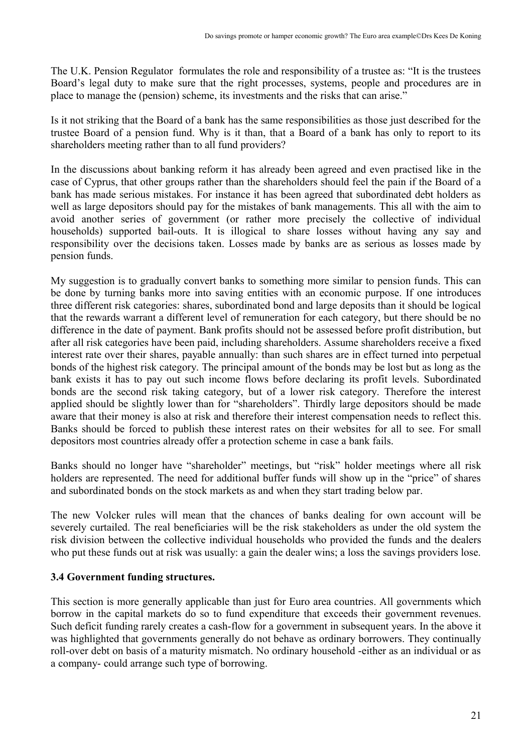The U.K. Pension Regulator formulates the role and responsibility of a trustee as: "It is the trustees Board's legal duty to make sure that the right processes, systems, people and procedures are in place to manage the (pension) scheme, its investments and the risks that can arise."

Is it not striking that the Board of a bank has the same responsibilities as those just described for the trustee Board of a pension fund. Why is it than, that a Board of a bank has only to report to its shareholders meeting rather than to all fund providers?

In the discussions about banking reform it has already been agreed and even practised like in the case of Cyprus, that other groups rather than the shareholders should feel the pain if the Board of a bank has made serious mistakes. For instance it has been agreed that subordinated debt holders as well as large depositors should pay for the mistakes of bank managements. This all with the aim to avoid another series of government (or rather more precisely the collective of individual households) supported bail-outs. It is illogical to share losses without having any say and responsibility over the decisions taken. Losses made by banks are as serious as losses made by pension funds.

My suggestion is to gradually convert banks to something more similar to pension funds. This can be done by turning banks more into saving entities with an economic purpose. If one introduces three different risk categories: shares, subordinated bond and large deposits than it should be logical that the rewards warrant a different level of remuneration for each category, but there should be no difference in the date of payment. Bank profits should not be assessed before profit distribution, but after all risk categories have been paid, including shareholders. Assume shareholders receive a fixed interest rate over their shares, payable annually: than such shares are in effect turned into perpetual bonds of the highest risk category. The principal amount of the bonds may be lost but as long as the bank exists it has to pay out such income flows before declaring its profit levels. Subordinated bonds are the second risk taking category, but of a lower risk category. Therefore the interest applied should be slightly lower than for "shareholders". Thirdly large depositors should be made aware that their money is also at risk and therefore their interest compensation needs to reflect this. Banks should be forced to publish these interest rates on their websites for all to see. For small depositors most countries already offer a protection scheme in case a bank fails.

Banks should no longer have "shareholder" meetings, but "risk" holder meetings where all risk holders are represented. The need for additional buffer funds will show up in the "price" of shares and subordinated bonds on the stock markets as and when they start trading below par.

The new Volcker rules will mean that the chances of banks dealing for own account will be severely curtailed. The real beneficiaries will be the risk stakeholders as under the old system the risk division between the collective individual households who provided the funds and the dealers who put these funds out at risk was usually: a gain the dealer wins; a loss the savings providers lose.

### 3.4 Government funding structures.

This section is more generally applicable than just for Euro area countries. All governments which borrow in the capital markets do so to fund expenditure that exceeds their government revenues. Such deficit funding rarely creates a cash-flow for a government in subsequent years. In the above it was highlighted that governments generally do not behave as ordinary borrowers. They continually roll-over debt on basis of a maturity mismatch. No ordinary household -either as an individual or as a company- could arrange such type of borrowing.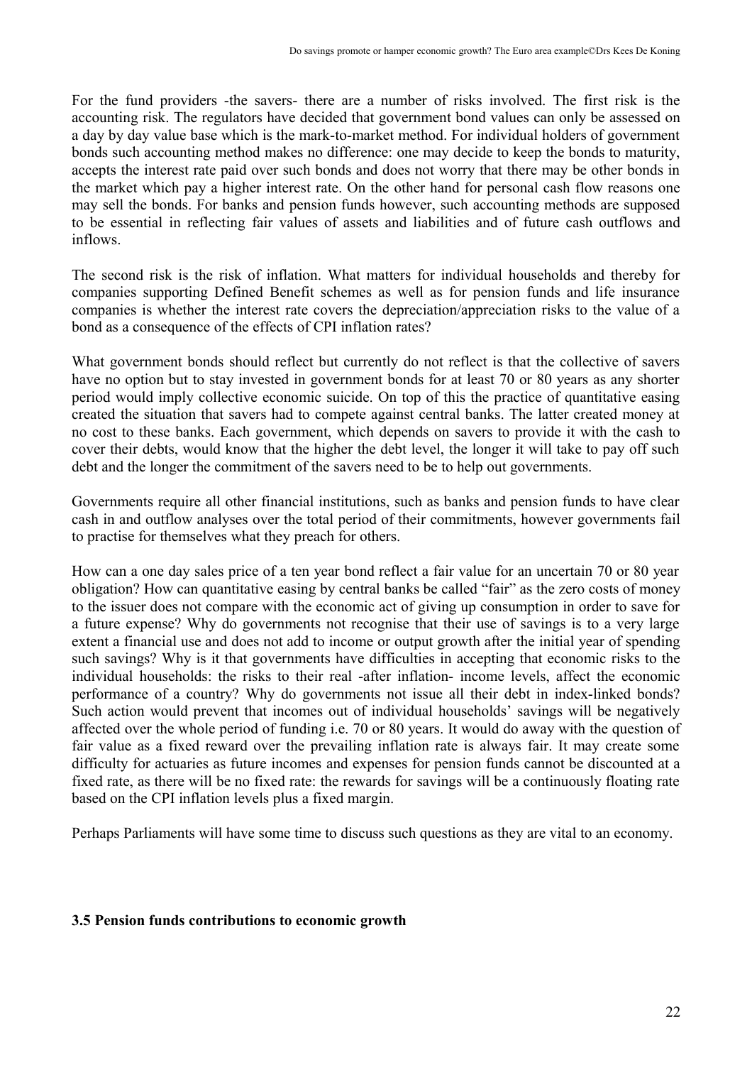For the fund providers -the savers- there are a number of risks involved. The first risk is the accounting risk. The regulators have decided that government bond values can only be assessed on a day by day value base which is the mark-to-market method. For individual holders of government bonds such accounting method makes no difference: one may decide to keep the bonds to maturity, accepts the interest rate paid over such bonds and does not worry that there may be other bonds in the market which pay a higher interest rate. On the other hand for personal cash flow reasons one may sell the bonds. For banks and pension funds however, such accounting methods are supposed to be essential in reflecting fair values of assets and liabilities and of future cash outflows and inflows.

The second risk is the risk of inflation. What matters for individual households and thereby for companies supporting Defined Benefit schemes as well as for pension funds and life insurance companies is whether the interest rate covers the depreciation/appreciation risks to the value of a bond as a consequence of the effects of CPI inflation rates?

What government bonds should reflect but currently do not reflect is that the collective of savers have no option but to stay invested in government bonds for at least 70 or 80 years as any shorter period would imply collective economic suicide. On top of this the practice of quantitative easing created the situation that savers had to compete against central banks. The latter created money at no cost to these banks. Each government, which depends on savers to provide it with the cash to cover their debts, would know that the higher the debt level, the longer it will take to pay off such debt and the longer the commitment of the savers need to be to help out governments.

Governments require all other financial institutions, such as banks and pension funds to have clear cash in and outflow analyses over the total period of their commitments, however governments fail to practise for themselves what they preach for others.

How can a one day sales price of a ten year bond reflect a fair value for an uncertain 70 or 80 year obligation? How can quantitative easing by central banks be called "fair" as the zero costs of money to the issuer does not compare with the economic act of giving up consumption in order to save for a future expense? Why do governments not recognise that their use of savings is to a very large extent a financial use and does not add to income or output growth after the initial year of spending such savings? Why is it that governments have difficulties in accepting that economic risks to the individual households: the risks to their real -after inflation- income levels, affect the economic performance of a country? Why do governments not issue all their debt in index-linked bonds? Such action would prevent that incomes out of individual households' savings will be negatively affected over the whole period of funding i.e. 70 or 80 years. It would do away with the question of fair value as a fixed reward over the prevailing inflation rate is always fair. It may create some difficulty for actuaries as future incomes and expenses for pension funds cannot be discounted at a fixed rate, as there will be no fixed rate: the rewards for savings will be a continuously floating rate based on the CPI inflation levels plus a fixed margin.

Perhaps Parliaments will have some time to discuss such questions as they are vital to an economy.

### 3.5 Pension funds contributions to economic growth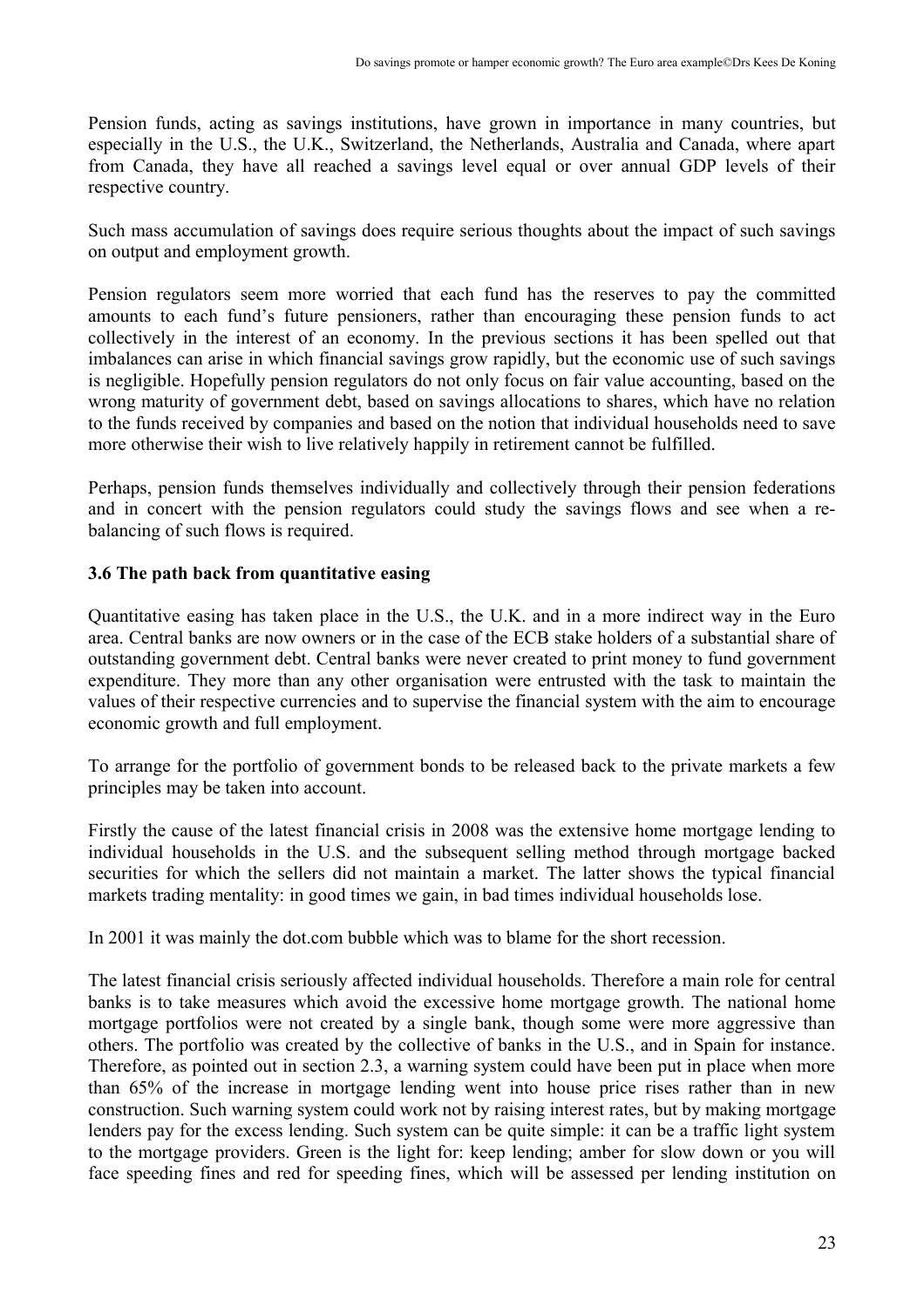Pension funds, acting as savings institutions, have grown in importance in many countries, but especially in the U.S., the U.K., Switzerland, the Netherlands, Australia and Canada, where apart from Canada, they have all reached a savings level equal or over annual GDP levels of their respective country.

Such mass accumulation of savings does require serious thoughts about the impact of such savings on output and employment growth.

Pension regulators seem more worried that each fund has the reserves to pay the committed amounts to each fund's future pensioners, rather than encouraging these pension funds to act collectively in the interest of an economy. In the previous sections it has been spelled out that imbalances can arise in which financial savings grow rapidly, but the economic use of such savings is negligible. Hopefully pension regulators do not only focus on fair value accounting, based on the wrong maturity of government debt, based on savings allocations to shares, which have no relation to the funds received by companies and based on the notion that individual households need to save more otherwise their wish to live relatively happily in retirement cannot be fulfilled.

Perhaps, pension funds themselves individually and collectively through their pension federations and in concert with the pension regulators could study the savings flows and see when a re-balancing of such flows is required.

### 3.6 The path back from quantitative easing

Quantitative easing has taken place in the U.S., the U.K. and in a more indirect way in the Euro area. Central banks are now owners or in the case of the ECB stake holders of a substantial share of outstanding government debt. Central banks were never created to print money to fund government expenditure. They more than any other organisation were entrusted with the task to maintain the values of their respective currencies and to supervise the financial system with the aim to encourage economic growth and full employment.

To arrange for the portfolio of government bonds to be released back to the private markets a few principles may be taken into account.

Firstly the cause of the latest financial crisis in 2008 was the extensive home mortgage lending to individual households in the U.S. and the subsequent selling method through mortgage backed securities for which the sellers did not maintain a market. The latter shows the typical financial markets trading mentality: in good times we gain, in bad times individual households lose.

In 2001 it was mainly the dot.com bubble which was to blame for the short recession.

The latest financial crisis seriously affected individual households. Therefore a main role for central banks is to take measures which avoid the excessive home mortgage growth. The national home mortgage portfolios were not created by a single bank, though some were more aggressive than others. The portfolio was created by the collective of banks in the U.S., and in Spain for instance. Therefore, as pointed out in section 2.3, a warning system could have been put in place when more than 65% of the increase in mortgage lending went into house price rises rather than in new construction. Such warning system could work not by raising interest rates, but by making mortgage lenders pay for the excess lending. Such system can be quite simple: it can be a traffic light system to the mortgage providers. Green is the light for: keep lending; amber for slow down or you will face speeding fines and red for speeding fines, which will be assessed per lending institution on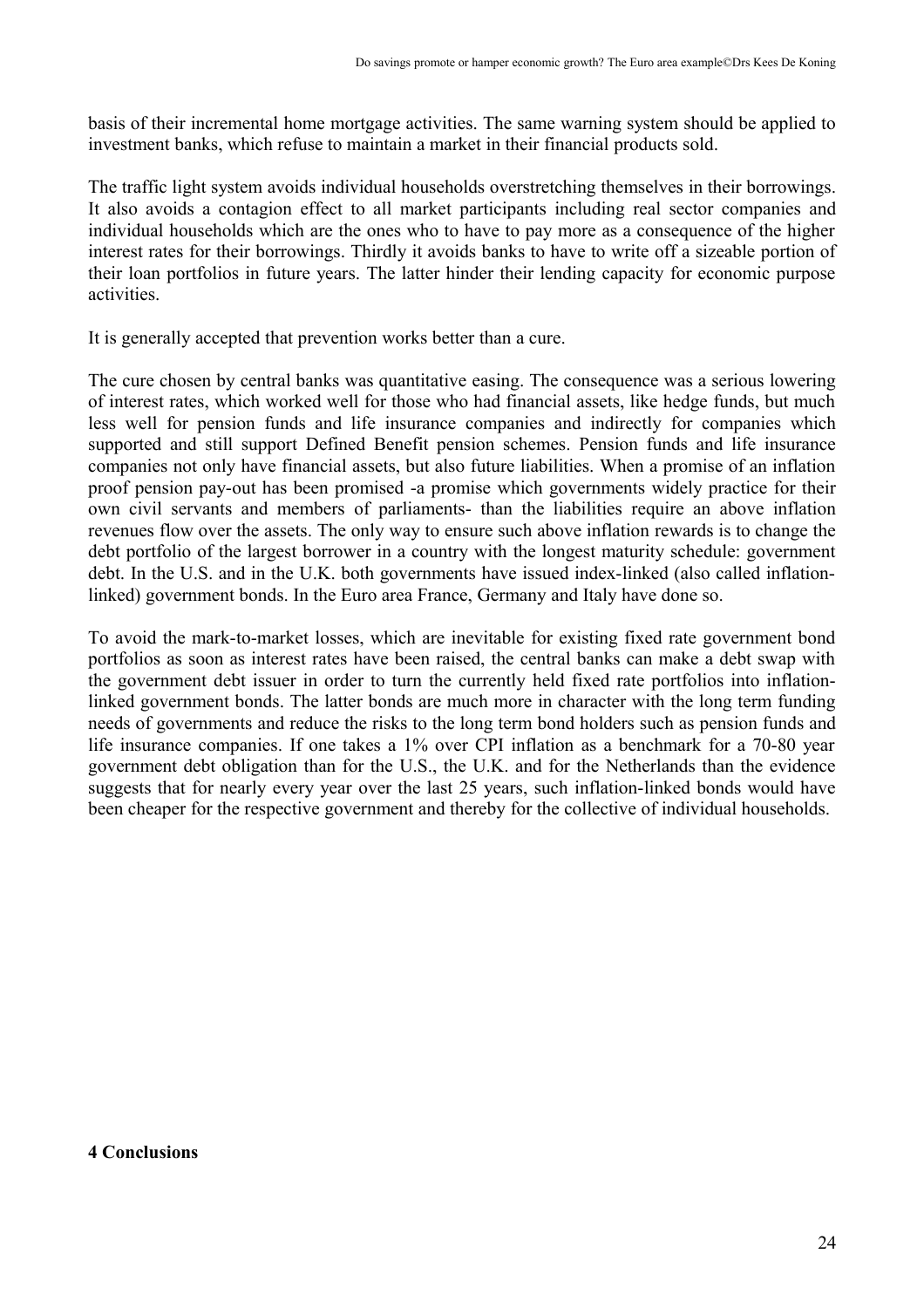basis of their incremental home mortgage activities. The same warning system should be applied to investment banks, which refuse to maintain a market in their financial products sold.

The traffic light system avoids individual households overstretching themselves in their borrowings. It also avoids a contagion effect to all market participants including real sector companies and individual households which are the ones who to have to pay more as a consequence of the higher interest rates for their borrowings. Thirdly it avoids banks to have to write off a sizeable portion of their loan portfolios in future years. The latter hinder their lending capacity for economic purpose activities.

It is generally accepted that prevention works better than a cure.

The cure chosen by central banks was quantitative easing. The consequence was a serious lowering of interest rates, which worked well for those who had financial assets, like hedge funds, but much less well for pension funds and life insurance companies and indirectly for companies which supported and still support Defined Benefit pension schemes. Pension funds and life insurance companies not only have financial assets, but also future liabilities. When a promise of an inflation proof pension pay-out has been promised -a promise which governments widely practice for their own civil servants and members of parliaments- than the liabilities require an above inflation revenues flow over the assets. The only way to ensure such above inflation rewards is to change the debt portfolio of the largest borrower in a country with the longest maturity schedule: government debt. In the U.S. and in the U.K. both governments have issued index-linked (also called inflation-linked) government bonds. In the Euro area France, Germany and Italy have done so.

To avoid the mark-to-market losses, which are inevitable for existing fixed rate government bond portfolios as soon as interest rates have been raised, the central banks can make a debt swap with the government debt issuer in order to turn the currently held fixed rate portfolios into inflation-linked government bonds. The latter bonds are much more in character with the long term funding needs of governments and reduce the risks to the long term bond holders such as pension funds and life insurance companies. If one takes a 1% over CPI inflation as a benchmark for a 70-80 year government debt obligation than for the U.S., the U.K. and for the Netherlands than the evidence suggests that for nearly every year over the last 25 years, such inflation-linked bonds would have been cheaper for the respective government and thereby for the collective of individual households.

## 4 Conclusions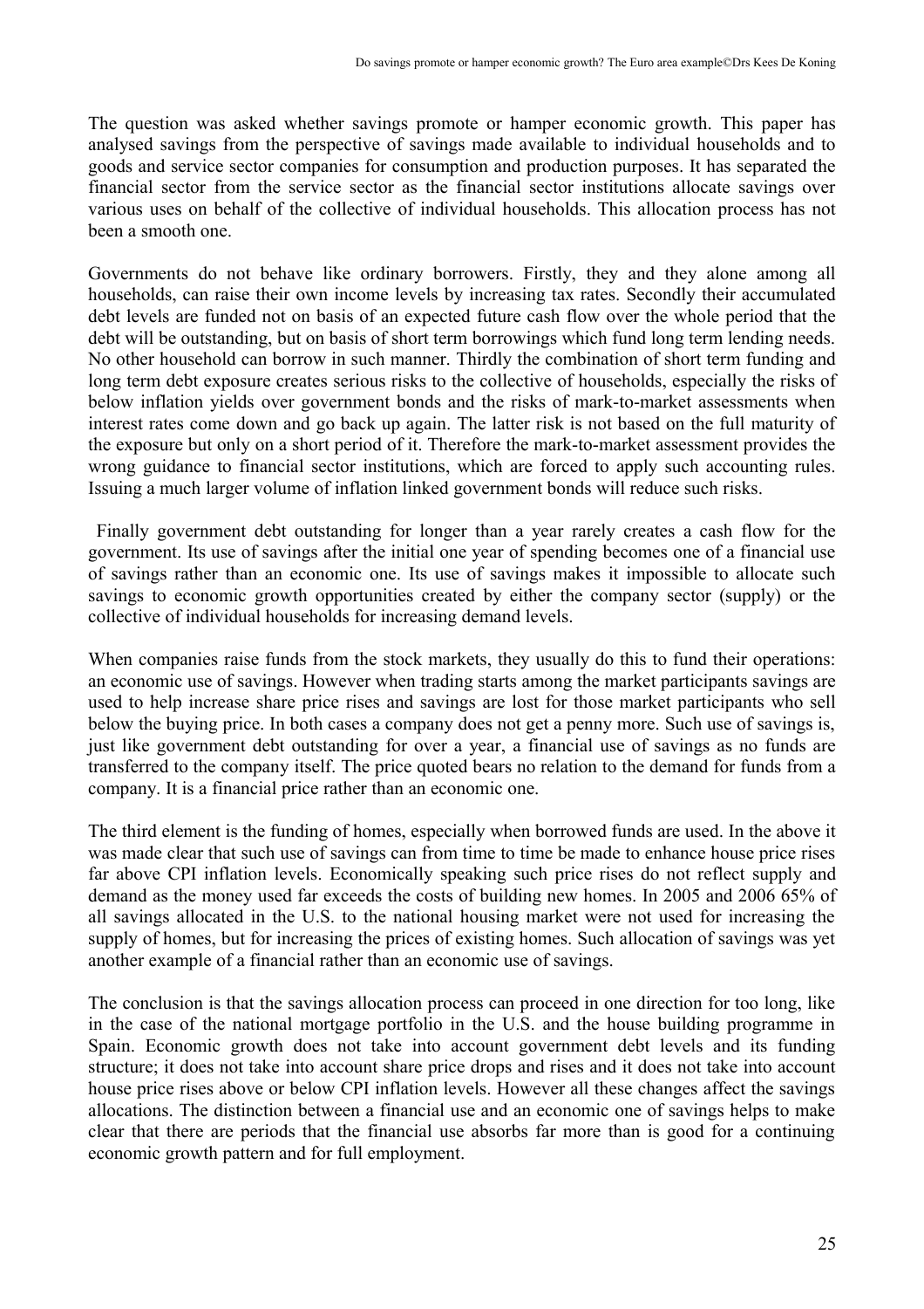The question was asked whether savings promote or hamper economic growth. This paper has analysed savings from the perspective of savings made available to individual households and to goods and service sector companies for consumption and production purposes. It has separated the financial sector from the service sector as the financial sector institutions allocate savings over various uses on behalf of the collective of individual households. This allocation process has not been a smooth one.

Governments do not behave like ordinary borrowers. Firstly, they and they alone among all households, can raise their own income levels by increasing tax rates. Secondly their accumulated debt levels are funded not on basis of an expected future cash flow over the whole period that the debt will be outstanding, but on basis of short term borrowings which fund long term lending needs. No other household can borrow in such manner. Thirdly the combination of short term funding and long term debt exposure creates serious risks to the collective of households, especially the risks of below inflation yields over government bonds and the risks of mark-to-market assessments when interest rates come down and go back up again. The latter risk is not based on the full maturity of the exposure but only on a short period of it. Therefore the mark-to-market assessment provides the wrong guidance to financial sector institutions, which are forced to apply such accounting rules. Issuing a much larger volume of inflation linked government bonds will reduce such risks.

Finally government debt outstanding for longer than a year rarely creates a cash flow for the government. Its use of savings after the initial one year of spending becomes one of a financial use of savings rather than an economic one. Its use of savings makes it impossible to allocate such savings to economic growth opportunities created by either the company sector (supply) or the collective of individual households for increasing demand levels.

When companies raise funds from the stock markets, they usually do this to fund their operations: an economic use of savings. However when trading starts among the market participants savings are used to help increase share price rises and savings are lost for those market participants who sell below the buying price. In both cases a company does not get a penny more. Such use of savings is, just like government debt outstanding for over a year, a financial use of savings as no funds are transferred to the company itself. The price quoted bears no relation to the demand for funds from a company. It is a financial price rather than an economic one.

The third element is the funding of homes, especially when borrowed funds are used. In the above it was made clear that such use of savings can from time to time be made to enhance house price rises far above CPI inflation levels. Economically speaking such price rises do not reflect supply and demand as the money used far exceeds the costs of building new homes. In 2005 and 2006 65% of all savings allocated in the U.S. to the national housing market were not used for increasing the supply of homes, but for increasing the prices of existing homes. Such allocation of savings was yet another example of a financial rather than an economic use of savings.

The conclusion is that the savings allocation process can proceed in one direction for too long, like in the case of the national mortgage portfolio in the U.S. and the house building programme in Spain. Economic growth does not take into account government debt levels and its funding structure; it does not take into account share price drops and rises and it does not take into account house price rises above or below CPI inflation levels. However all these changes affect the savings allocations. The distinction between a financial use and an economic one of savings helps to make clear that there are periods that the financial use absorbs far more than is good for a continuing economic growth pattern and for full employment.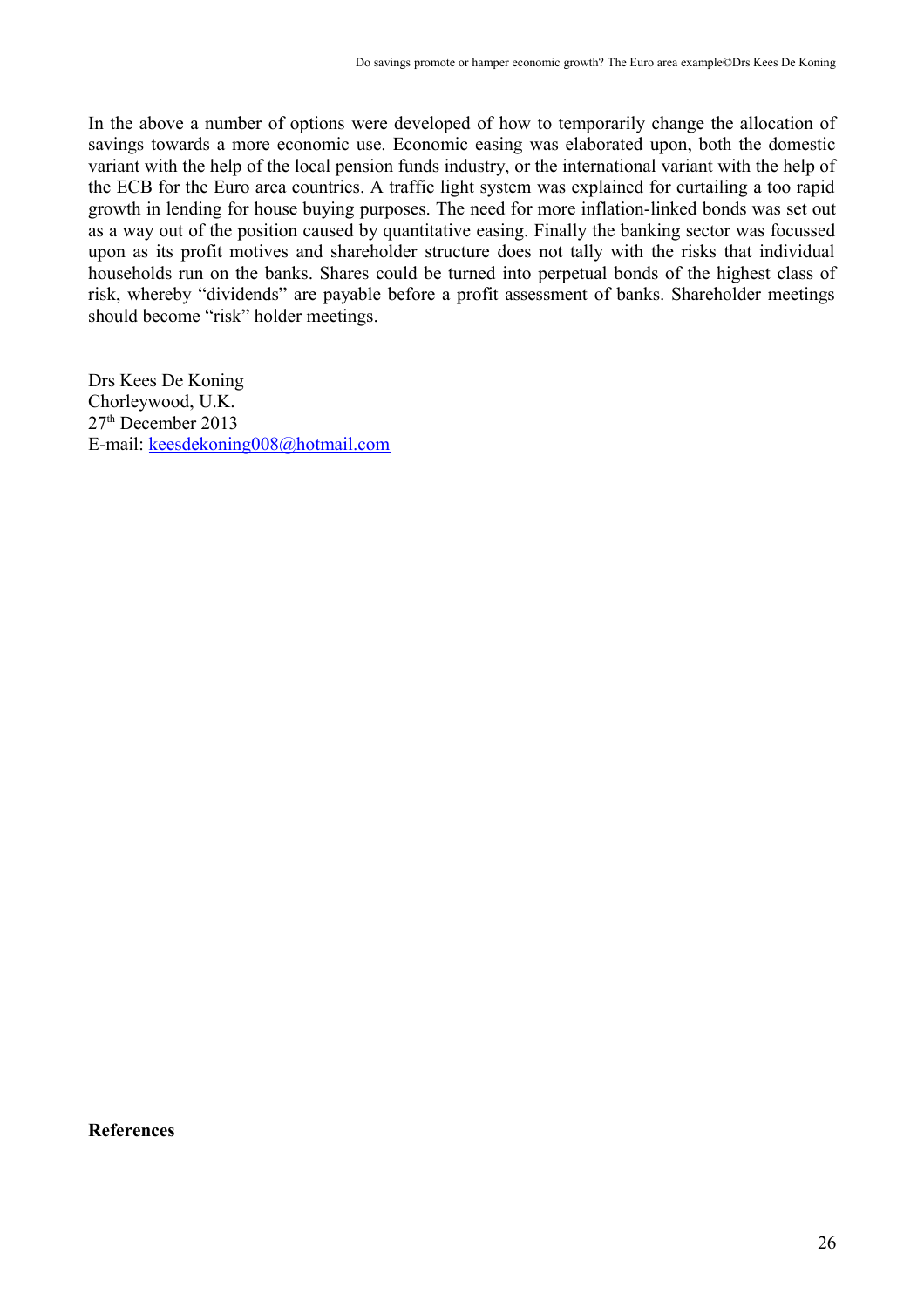In the above a number of options were developed of how to temporarily change the allocation of savings towards a more economic use. Economic easing was elaborated upon, both the domestic variant with the help of the local pension funds industry, or the international variant with the help of the ECB for the Euro area countries. A traffic light system was explained for curtailing a too rapid growth in lending for house buying purposes. The need for more inflation-linked bonds was set out as a way out of the position caused by quantitative easing. Finally the banking sector was focussed upon as its profit motives and shareholder structure does not tally with the risks that individual households run on the banks. Shares could be turned into perpetual bonds of the highest class of risk, whereby "dividends" are payable before a profit assessment of banks. Shareholder meetings should become "risk" holder meetings.

Drs Kees De Koning
Chorleywood, U.K.
27th December 2013
E-mail: keesdekoning008@hotmail.com

**References**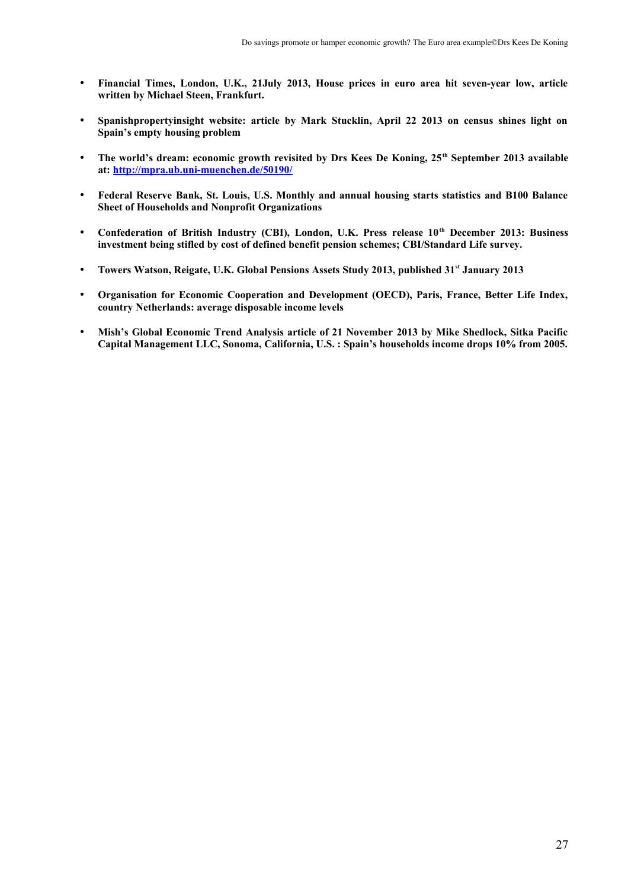- **Financial Times, London, U.K., 21July 2013, House prices in euro area hit seven-year low, article written by Michael Steen, Frankfurt.**

- **Spanishpropertyinsight website: article by Mark Stucklin, April 22 2013 on census shines light on Spain's empty housing problem**

- **The world's dream: economic growth revisited by Drs Kees De Koning, 25th September 2013 available at: [http://mpra.ub.uni-muenchen.de/50190/](http://mpra.ub.uni-muenchen.de/50190/)**

- **Federal Reserve Bank, St. Louis, U.S. Monthly and annual housing starts statistics and B100 Balance Sheet of Households and Nonprofit Organizations**

- **Confederation of British Industry (CBI), London, U.K. Press release 10th December 2013: Business investment being stifled by cost of defined benefit pension schemes; CBI/Standard Life survey.**

- **Towers Watson, Reigate, U.K. Global Pensions Assets Study 2013, published 31st January 2013**

- **Organisation for Economic Cooperation and Development (OECD), Paris, France, Better Life Index, country Netherlands: average disposable income levels**

- **Mish's Global Economic Trend Analysis article of 21 November 2013 by Mike Shedlock, Sitka Pacific Capital Management LLC, Sonoma, California, U.S. : Spain's households income drops 10% from 2005.**